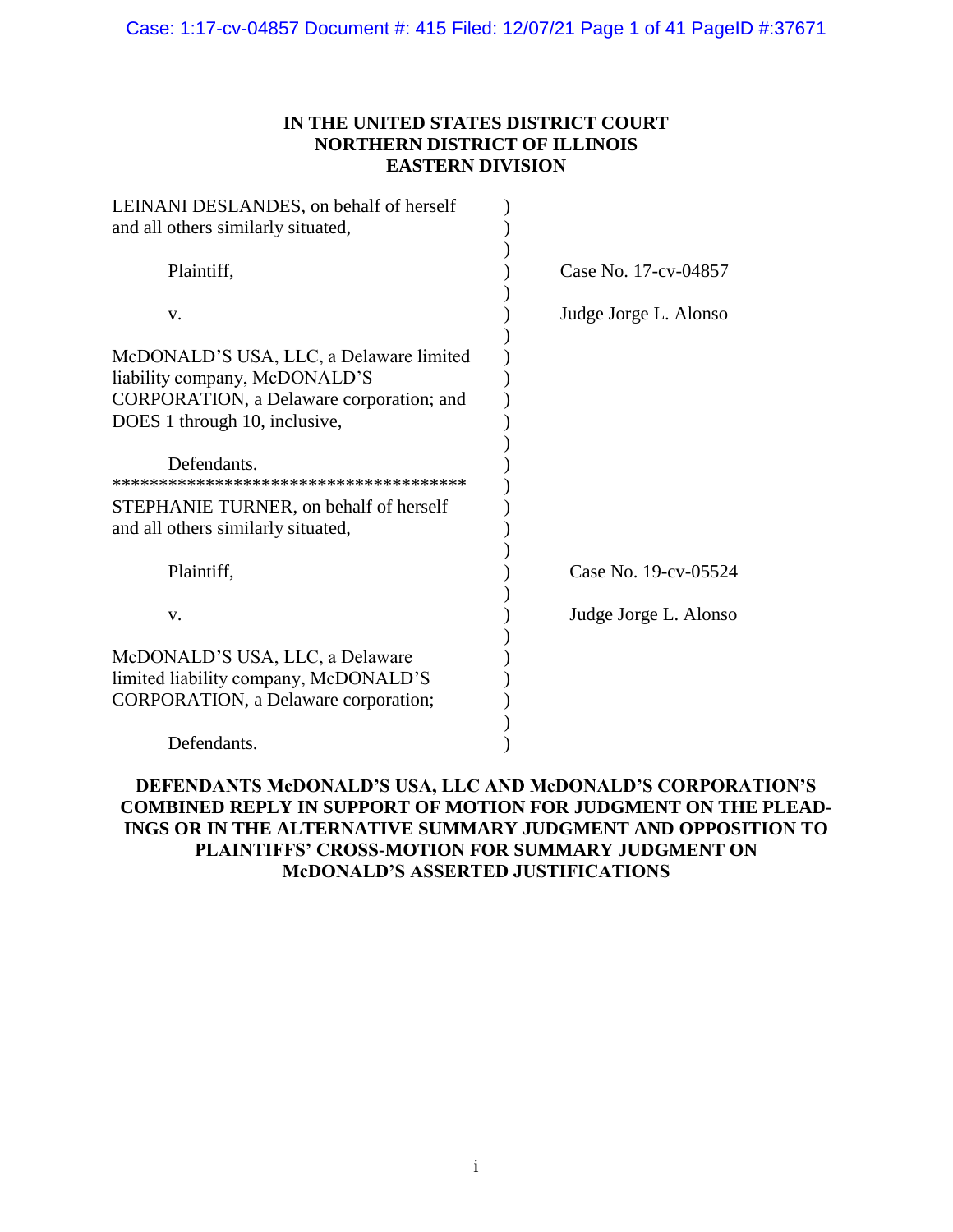**IN THE UNITED STATES DISTRICT COURT**
**NORTHERN DISTRICT OF ILLINOIS**
**EASTERN DIVISION**

| | |
|---|---|
| LEINANI DESLANDES, on behalf of herself and all others similarly situated, | |
| Plaintiff, | Case No. 17-cv-04857 |
| v. | Judge Jorge L. Alonso |
| McDONALD'S USA, LLC, a Delaware limited liability company, McDONALD'S CORPORATION, a Delaware corporation; and DOES 1 through 10, inclusive, | |
| Defendants. | |
| ************************************** | |
| STEPHANIE TURNER, on behalf of herself and all others similarly situated, | |
| Plaintiff, | Case No. 19-cv-05524 |
| v. | Judge Jorge L. Alonso |
| McDONALD'S USA, LLC, a Delaware limited liability company, McDONALD'S CORPORATION, a Delaware corporation; | |
| Defendants. | |

**DEFENDANTS McDONALD'S USA, LLC AND McDONALD'S CORPORATION'S COMBINED REPLY IN SUPPORT OF MOTION FOR JUDGMENT ON THE PLEADINGS OR IN THE ALTERNATIVE SUMMARY JUDGMENT AND OPPOSITION TO PLAINTIFFS' CROSS-MOTION FOR SUMMARY JUDGMENT ON McDONALD'S ASSERTED JUSTIFICATIONS**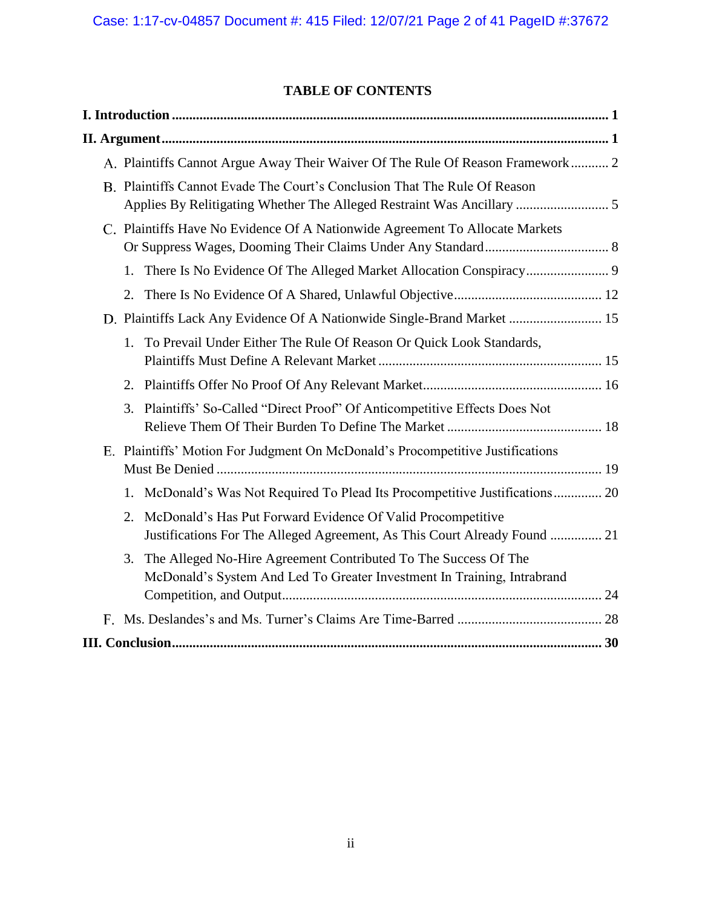## TABLE OF CONTENTS

**I. Introduction** ..... **1**

**II. Argument** ..... **1**

- A. Plaintiffs Cannot Argue Away Their Waiver Of The Rule Of Reason Framework ..... 2
- B. Plaintiffs Cannot Evade The Court's Conclusion That The Rule Of Reason Applies By Relitigating Whether The Alleged Restraint Was Ancillary ..... 5
- C. Plaintiffs Have No Evidence Of A Nationwide Agreement To Allocate Markets Or Suppress Wages, Dooming Their Claims Under Any Standard ..... 8
  1. There Is No Evidence Of The Alleged Market Allocation Conspiracy ..... 9
  2. There Is No Evidence Of A Shared, Unlawful Objective ..... 12
- D. Plaintiffs Lack Any Evidence Of A Nationwide Single-Brand Market ..... 15
  1. To Prevail Under Either The Rule Of Reason Or Quick Look Standards, Plaintiffs Must Define A Relevant Market ..... 15
  2. Plaintiffs Offer No Proof Of Any Relevant Market ..... 16
  3. Plaintiffs' So-Called "Direct Proof" Of Anticompetitive Effects Does Not Relieve Them Of Their Burden To Define The Market ..... 18
- E. Plaintiffs' Motion For Judgment On McDonald's Procompetitive Justifications Must Be Denied ..... 19
  1. McDonald's Was Not Required To Plead Its Procompetitive Justifications ..... 20
  2. McDonald's Has Put Forward Evidence Of Valid Procompetitive Justifications For The Alleged Agreement, As This Court Already Found ..... 21
  3. The Alleged No-Hire Agreement Contributed To The Success Of The McDonald's System And Led To Greater Investment In Training, Intrabrand Competition, and Output ..... 24
- F. Ms. Deslandes's and Ms. Turner's Claims Are Time-Barred ..... 28

**III. Conclusion** ..... **30**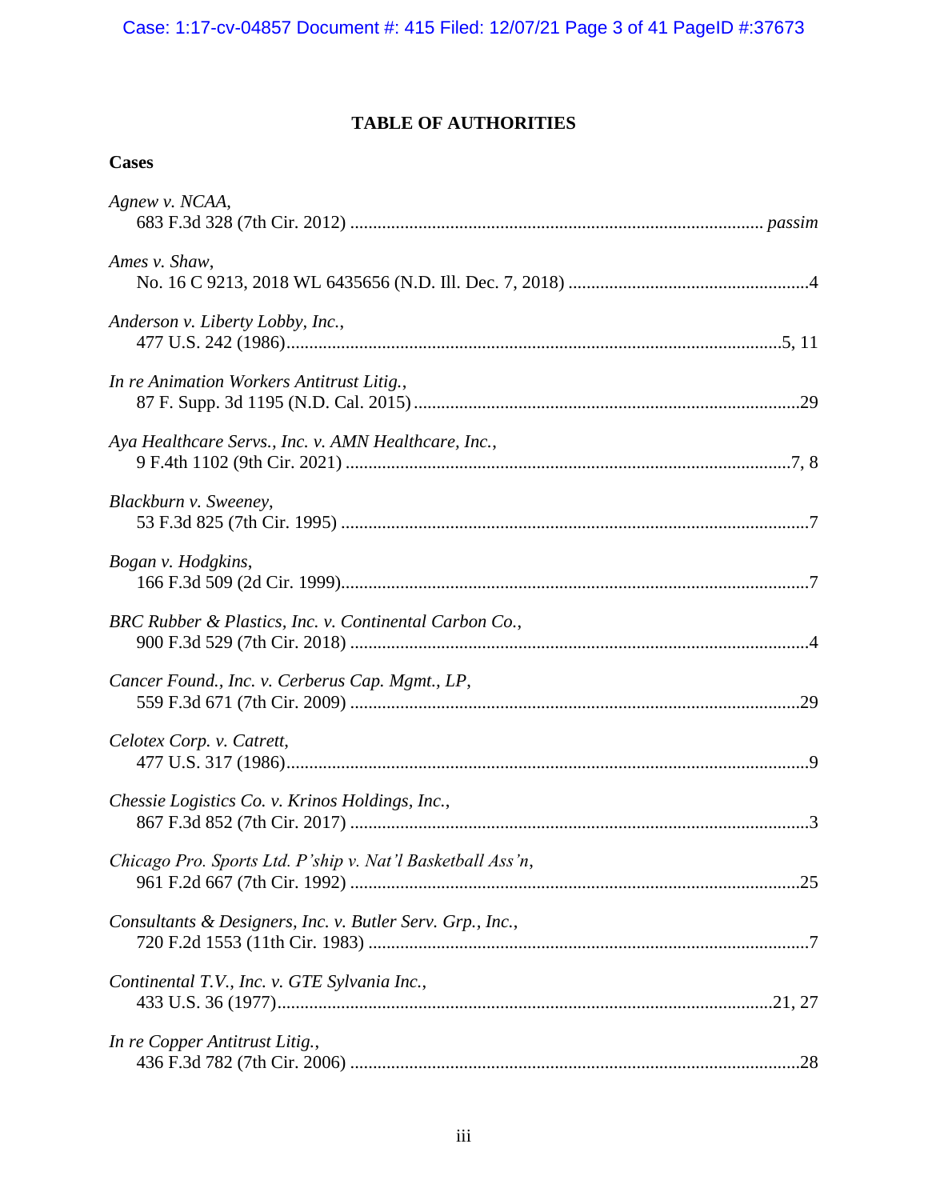# TABLE OF AUTHORITIES

## Cases

*Agnew v. NCAA*,
683 F.3d 328 (7th Cir. 2012) .......................................................... *passim*

*Ames v. Shaw*,
No. 16 C 9213, 2018 WL 6435656 (N.D. Ill. Dec. 7, 2018) ..........................4

*Anderson v. Liberty Lobby, Inc.*,
477 U.S. 242 (1986)..........................................................................5, 11

*In re Animation Workers Antitrust Litig.*,
87 F. Supp. 3d 1195 (N.D. Cal. 2015) ...................................................29

*Aya Healthcare Servs., Inc. v. AMN Healthcare, Inc.*,
9 F.4th 1102 (9th Cir. 2021) ...............................................................7, 8

*Blackburn v. Sweeney*,
53 F.3d 825 (7th Cir. 1995) ......................................................................7

*Bogan v. Hodgkins*,
166 F.3d 509 (2d Cir. 1999).......................................................................7

*BRC Rubber & Plastics, Inc. v. Continental Carbon Co.*,
900 F.3d 529 (7th Cir. 2018) ....................................................................4

*Cancer Found., Inc. v. Cerberus Cap. Mgmt., LP*,
559 F.3d 671 (7th Cir. 2009) ..................................................................29

*Celotex Corp. v. Catrett*,
477 U.S. 317 (1986)...................................................................................9

*Chessie Logistics Co. v. Krinos Holdings, Inc.*,
867 F.3d 852 (7th Cir. 2017) ....................................................................3

*Chicago Pro. Sports Ltd. P'ship v. Nat'l Basketball Ass'n*,
961 F.2d 667 (7th Cir. 1992) ..................................................................25

*Consultants & Designers, Inc. v. Butler Serv. Grp., Inc.*,
720 F.2d 1553 (11th Cir. 1983) ................................................................7

*Continental T.V., Inc. v. GTE Sylvania Inc.*,
433 U.S. 36 (1977)...............................................................................21, 27

*In re Copper Antitrust Litig.*,
436 F.3d 782 (7th Cir. 2006) ..................................................................28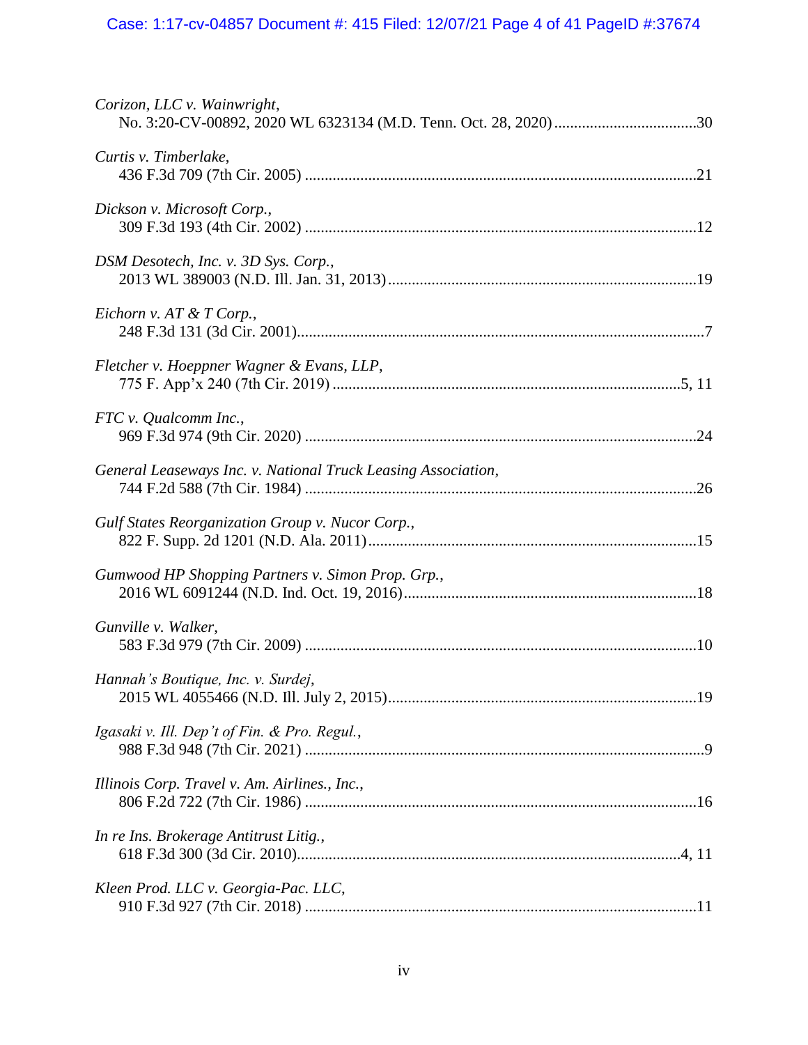*Corizon, LLC v. Wainwright*,
No. 3:20-CV-00892, 2020 WL 6323134 (M.D. Tenn. Oct. 28, 2020) ....................................30

*Curtis v. Timberlake*,
436 F.3d 709 (7th Cir. 2005) ..................................................................................................21

*Dickson v. Microsoft Corp.*,
309 F.3d 193 (4th Cir. 2002) ..................................................................................................12

*DSM Desotech, Inc. v. 3D Sys. Corp.*,
2013 WL 389003 (N.D. Ill. Jan. 31, 2013).............................................................................19

*Eichorn v. AT & T Corp.*,
248 F.3d 131 (3d Cir. 2001)......................................................................................................7

*Fletcher v. Hoeppner Wagner & Evans, LLP*,
775 F. App'x 240 (7th Cir. 2019) .......................................................................................5, 11

*FTC v. Qualcomm Inc.*,
969 F.3d 974 (9th Cir. 2020) ..................................................................................................24

*General Leaseways Inc. v. National Truck Leasing Association*,
744 F.2d 588 (7th Cir. 1984) ..................................................................................................26

*Gulf States Reorganization Group v. Nucor Corp.*,
822 F. Supp. 2d 1201 (N.D. Ala. 2011)...................................................................................15

*Gumwood HP Shopping Partners v. Simon Prop. Grp.*,
2016 WL 6091244 (N.D. Ind. Oct. 19, 2016).........................................................................18

*Gunville v. Walker*,
583 F.3d 979 (7th Cir. 2009) ..................................................................................................10

*Hannah's Boutique, Inc. v. Surdej*,
2015 WL 4055466 (N.D. Ill. July 2, 2015).............................................................................19

*Igasaki v. Ill. Dep't of Fin. & Pro. Regul.*,
988 F.3d 948 (7th Cir. 2021) ....................................................................................................9

*Illinois Corp. Travel v. Am. Airlines., Inc.*,
806 F.2d 722 (7th Cir. 1986) ..................................................................................................16

*In re Ins. Brokerage Antitrust Litig.*,
618 F.3d 300 (3d Cir. 2010).................................................................................................4, 11

*Kleen Prod. LLC v. Georgia-Pac. LLC*,
910 F.3d 927 (7th Cir. 2018) ..................................................................................................11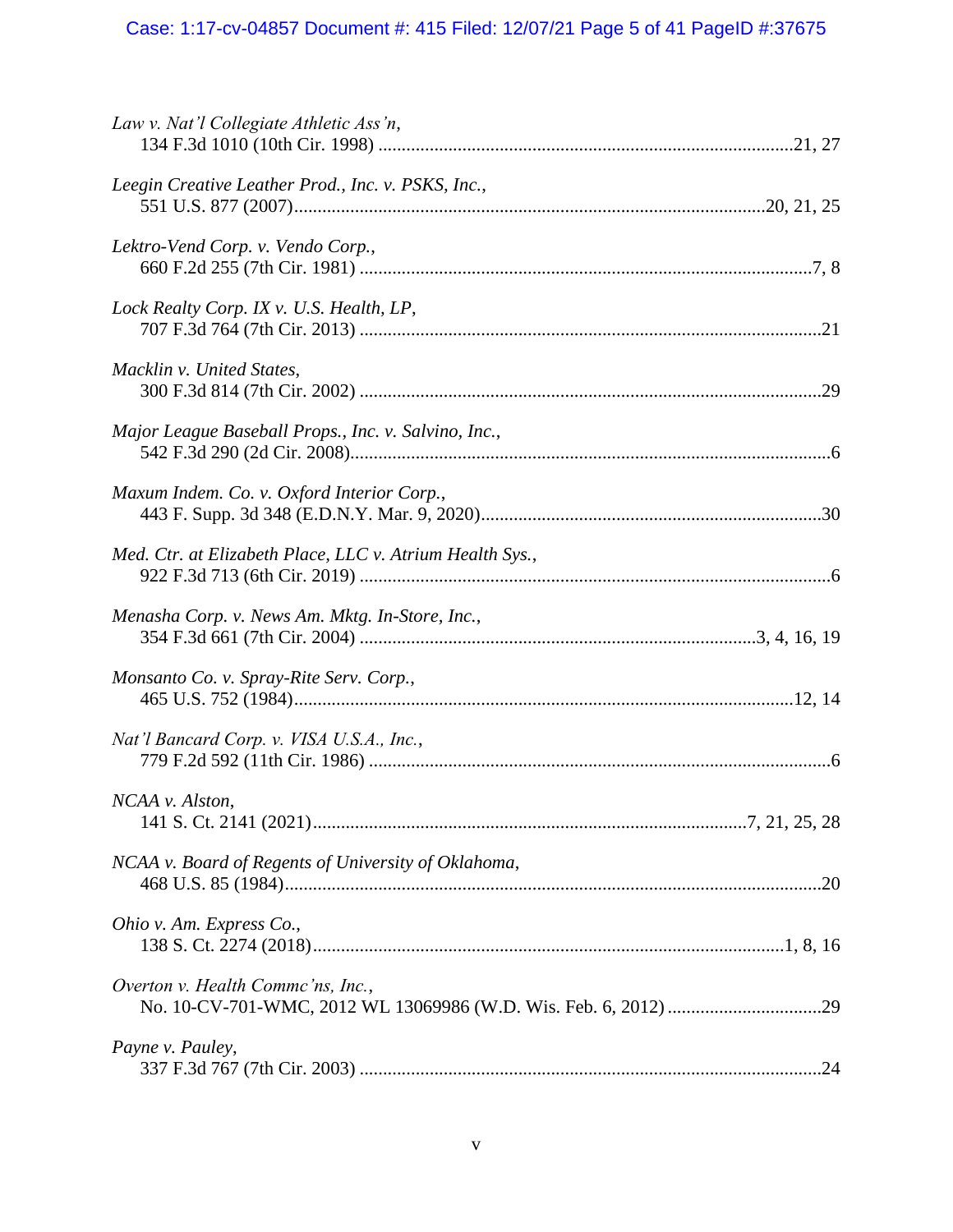*Law v. Nat'l Collegiate Athletic Ass'n*,
134 F.3d 1010 (10th Cir. 1998) ........................................................................................21, 27

*Leegin Creative Leather Prod., Inc. v. PSKS, Inc.*,
551 U.S. 877 (2007)...................................................................................................20, 21, 25

*Lektro-Vend Corp. v. Vendo Corp.*,
660 F.2d 255 (7th Cir. 1981) ...............................................................................................7, 8

*Lock Realty Corp. IX v. U.S. Health, LP*,
707 F.3d 764 (7th Cir. 2013) .................................................................................................21

*Macklin v. United States*,
300 F.3d 814 (7th Cir. 2002) .................................................................................................29

*Major League Baseball Props., Inc. v. Salvino, Inc.*,
542 F.3d 290 (2d Cir. 2008).....................................................................................................6

*Maxum Indem. Co. v. Oxford Interior Corp.*,
443 F. Supp. 3d 348 (E.D.N.Y. Mar. 9, 2020).......................................................................30

*Med. Ctr. at Elizabeth Place, LLC v. Atrium Health Sys.*,
922 F.3d 713 (6th Cir. 2019) ...................................................................................................6

*Menasha Corp. v. News Am. Mktg. In-Store, Inc.*,
354 F.3d 661 (7th Cir. 2004) ...................................................................................3, 4, 16, 19

*Monsanto Co. v. Spray-Rite Serv. Corp.*,
465 U.S. 752 (1984)........................................................................................................12, 14

*Nat'l Bancard Corp. v. VISA U.S.A., Inc.*,
779 F.2d 592 (11th Cir. 1986) .................................................................................................6

*NCAA v. Alston*,
141 S. Ct. 2141 (2021)...........................................................................................7, 21, 25, 28

*NCAA v. Board of Regents of University of Oklahoma*,
468 U.S. 85 (1984).................................................................................................................20

*Ohio v. Am. Express Co.*,
138 S. Ct. 2274 (2018)...................................................................................................1, 8, 16

*Overton v. Health Commc'ns, Inc.*,
No. 10-CV-701-WMC, 2012 WL 13069986 (W.D. Wis. Feb. 6, 2012) ................................29

*Payne v. Pauley*,
337 F.3d 767 (7th Cir. 2003) .................................................................................................24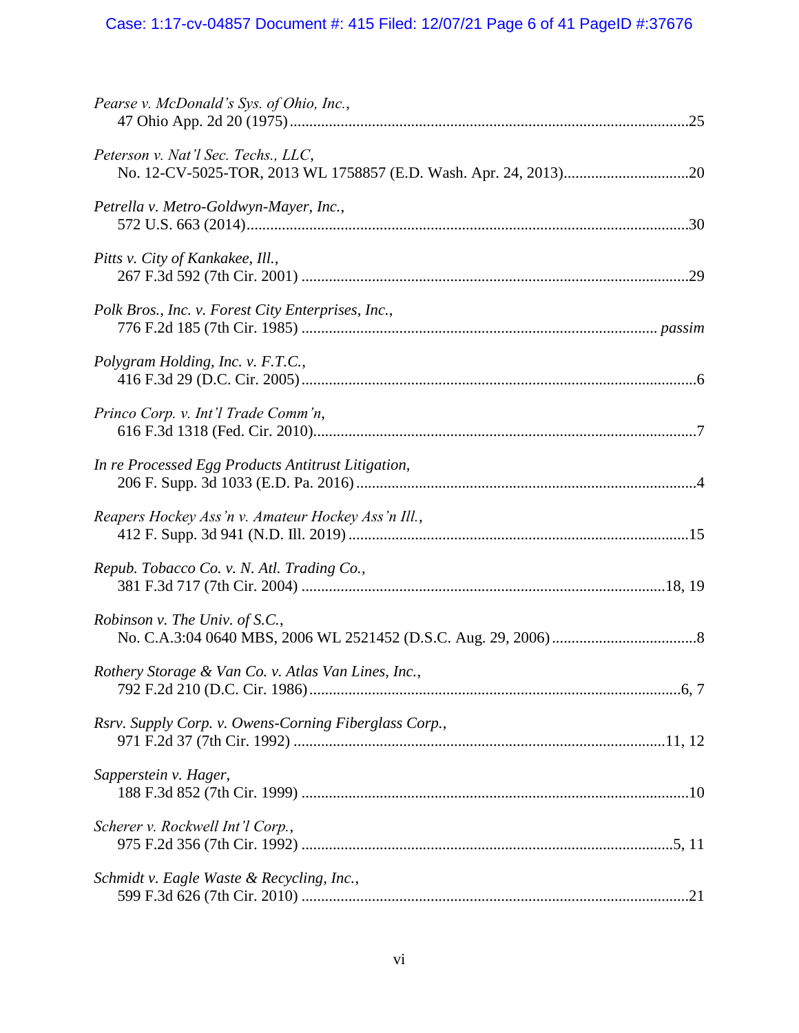*Pearse v. McDonald's Sys. of Ohio, Inc.*,
47 Ohio App. 2d 20 (1975) ..................................................................................................25

*Peterson v. Nat'l Sec. Techs., LLC*,
No. 12-CV-5025-TOR, 2013 WL 1758857 (E.D. Wash. Apr. 24, 2013)................................20

*Petrella v. Metro-Goldwyn-Mayer, Inc.*,
572 U.S. 663 (2014)................................................................................................................30

*Pitts v. City of Kankakee, Ill.*,
267 F.3d 592 (7th Cir. 2001) ..................................................................................................29

*Polk Bros., Inc. v. Forest City Enterprises, Inc.*,
776 F.2d 185 (7th Cir. 1985) .......................................................................................... *passim*

*Polygram Holding, Inc. v. F.T.C.*,
416 F.3d 29 (D.C. Cir. 2005)....................................................................................................6

*Princo Corp. v. Int'l Trade Comm'n*,
616 F.3d 1318 (Fed. Cir. 2010).................................................................................................7

*In re Processed Egg Products Antitrust Litigation*,
206 F. Supp. 3d 1033 (E.D. Pa. 2016) ......................................................................................4

*Reapers Hockey Ass'n v. Amateur Hockey Ass'n Ill.*,
412 F. Supp. 3d 941 (N.D. Ill. 2019) ......................................................................................15

*Repub. Tobacco Co. v. N. Atl. Trading Co.*,
381 F.3d 717 (7th Cir. 2004) ............................................................................................18, 19

*Robinson v. The Univ. of S.C.*,
No. C.A.3:04 0640 MBS, 2006 WL 2521452 (D.S.C. Aug. 29, 2006) ....................................8

*Rothery Storage & Van Co. v. Atlas Van Lines, Inc.*,
792 F.2d 210 (D.C. Cir. 1986)..............................................................................................6, 7

*Rsrv. Supply Corp. v. Owens-Corning Fiberglass Corp.*,
971 F.2d 37 (7th Cir. 1992) ..............................................................................................11, 12

*Sapperstein v. Hager*,
188 F.3d 852 (7th Cir. 1999) ..................................................................................................10

*Scherer v. Rockwell Int'l Corp.*,
975 F.2d 356 (7th Cir. 1992) ...............................................................................................5, 11

*Schmidt v. Eagle Waste & Recycling, Inc.*,
599 F.3d 626 (7th Cir. 2010) ..................................................................................................21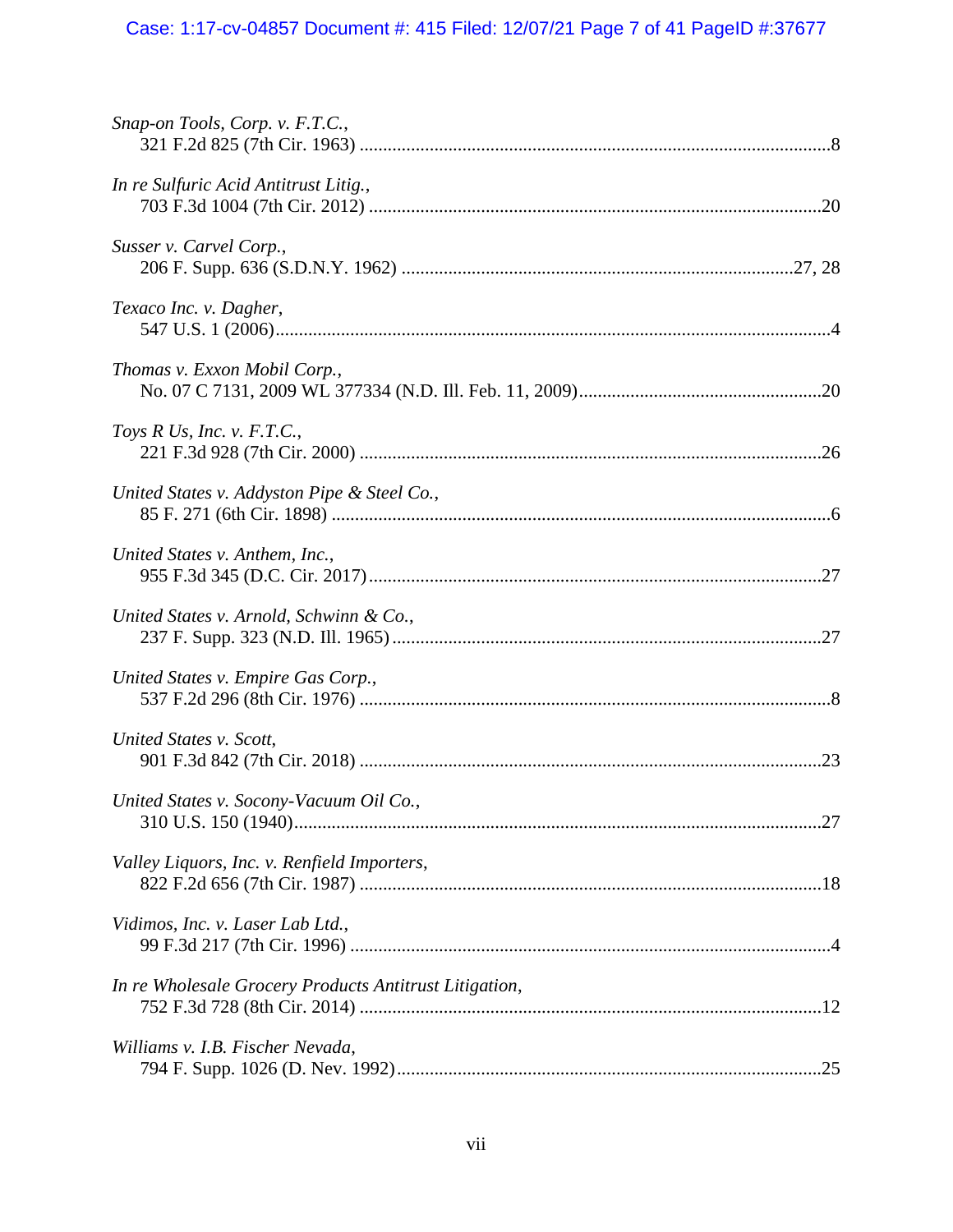*Snap-on Tools, Corp. v. F.T.C.*,
321 F.2d 825 (7th Cir. 1963) ....................................................................................................8

*In re Sulfuric Acid Antitrust Litig.*,
703 F.3d 1004 (7th Cir. 2012) ..................................................................................................20

*Susser v. Carvel Corp.*,
206 F. Supp. 636 (S.D.N.Y. 1962) ....................................................................................27, 28

*Texaco Inc. v. Dagher*,
547 U.S. 1 (2006).......................................................................................................................4

*Thomas v. Exxon Mobil Corp.*,
No. 07 C 7131, 2009 WL 377334 (N.D. Ill. Feb. 11, 2009)....................................................20

*Toys R Us, Inc. v. F.T.C.*,
221 F.3d 928 (7th Cir. 2000) ....................................................................................................26

*United States v. Addyston Pipe & Steel Co.*,
85 F. 271 (6th Cir. 1898) ............................................................................................................6

*United States v. Anthem, Inc.*,
955 F.3d 345 (D.C. Cir. 2017)..................................................................................................27

*United States v. Arnold, Schwinn & Co.*,
237 F. Supp. 323 (N.D. Ill. 1965).............................................................................................27

*United States v. Empire Gas Corp.*,
537 F.2d 296 (8th Cir. 1976) ......................................................................................................8

*United States v. Scott*,
901 F.3d 842 (7th Cir. 2018) ....................................................................................................23

*United States v. Socony-Vacuum Oil Co.*,
310 U.S. 150 (1940)..................................................................................................................27

*Valley Liquors, Inc. v. Renfield Importers*,
822 F.2d 656 (7th Cir. 1987) ....................................................................................................18

*Vidimos, Inc. v. Laser Lab Ltd.*,
99 F.3d 217 (7th Cir. 1996) ........................................................................................................4

*In re Wholesale Grocery Products Antitrust Litigation*,
752 F.3d 728 (8th Cir. 2014) ....................................................................................................12

*Williams v. I.B. Fischer Nevada*,
794 F. Supp. 1026 (D. Nev. 1992)............................................................................................25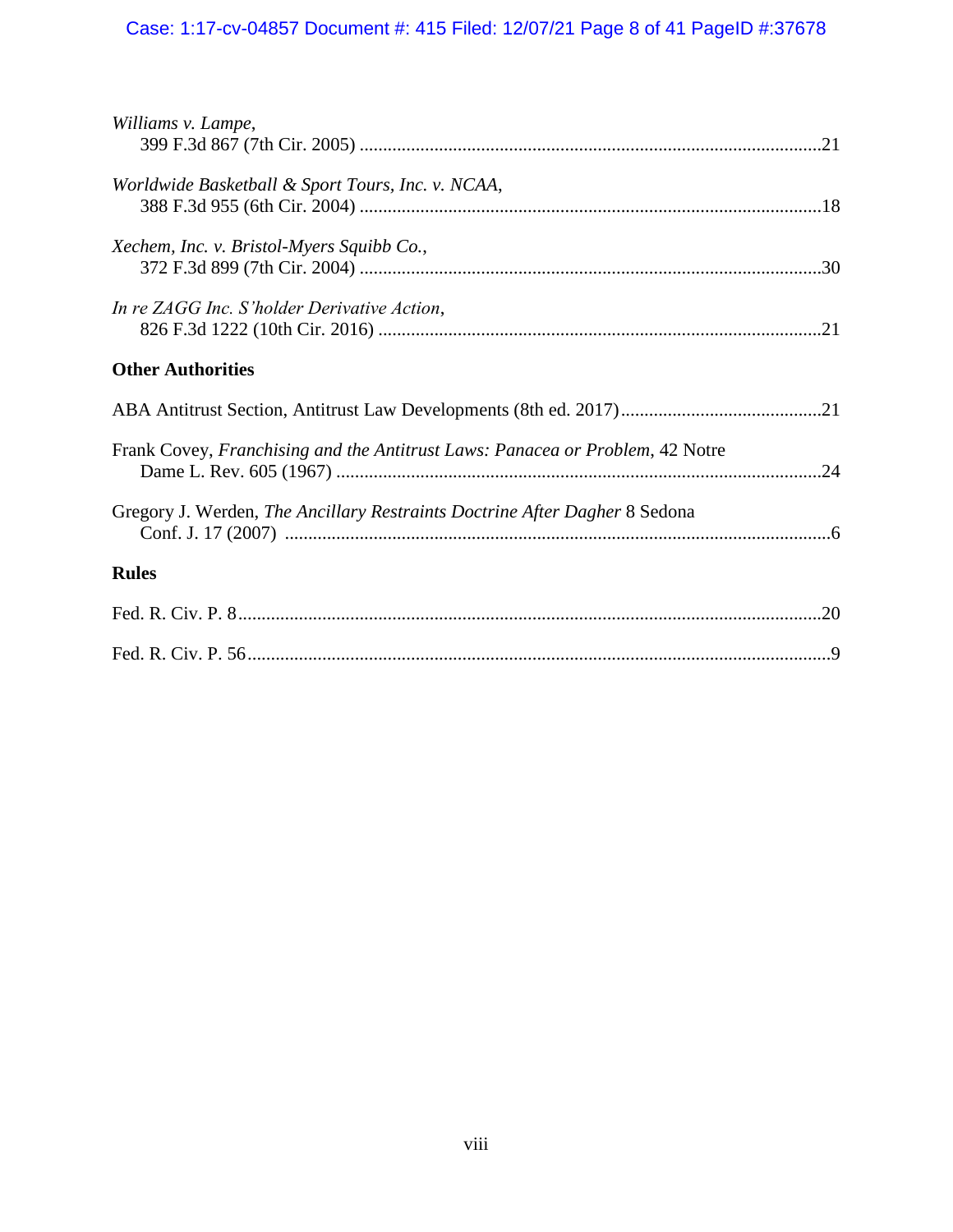*Williams v. Lampe*,
399 F.3d 867 (7th Cir. 2005) ....................................................................................................21

*Worldwide Basketball & Sport Tours, Inc. v. NCAA*,
388 F.3d 955 (6th Cir. 2004) ....................................................................................................18

*Xechem, Inc. v. Bristol-Myers Squibb Co.*,
372 F.3d 899 (7th Cir. 2004) ....................................................................................................30

*In re ZAGG Inc. S'holder Derivative Action*,
826 F.3d 1222 (10th Cir. 2016) ...............................................................................................21

**Other Authorities**

ABA Antitrust Section, Antitrust Law Developments (8th ed. 2017)...........................................21

Frank Covey, *Franchising and the Antitrust Laws: Panacea or Problem*, 42 Notre Dame L. Rev. 605 (1967) ........................................................................................................24

Gregory J. Werden, *The Ancillary Restraints Doctrine After Dagher* 8 Sedona Conf. J. 17 (2007) .....................................................................................................................6

**Rules**

Fed. R. Civ. P. 8............................................................................................................................20

Fed. R. Civ. P. 56............................................................................................................................9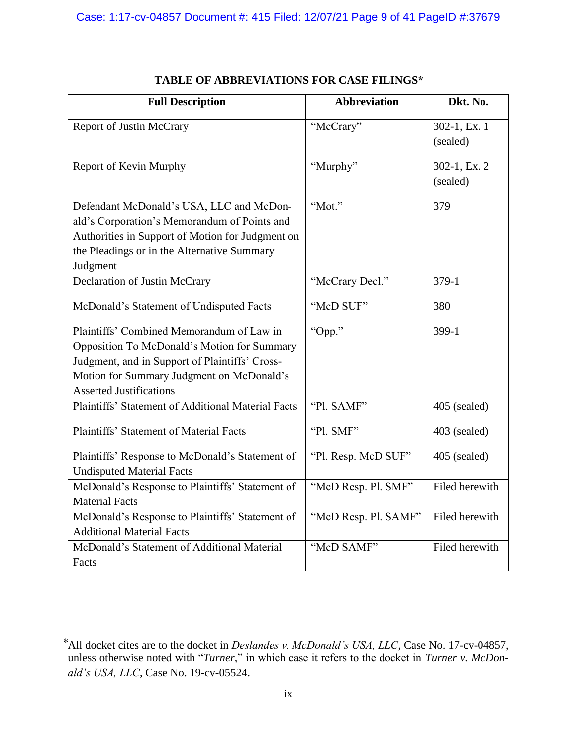## TABLE OF ABBREVIATIONS FOR CASE FILINGS*

| Full Description | Abbreviation | Dkt. No. |
|---|---|---|
| Report of Justin McCrary | "McCrary" | 302-1, Ex. 1 (sealed) |
| Report of Kevin Murphy | "Murphy" | 302-1, Ex. 2 (sealed) |
| Defendant McDonald's USA, LLC and McDonald's Corporation's Memorandum of Points and Authorities in Support of Motion for Judgment on the Pleadings or in the Alternative Summary Judgment | "Mot." | 379 |
| Declaration of Justin McCrary | "McCrary Decl." | 379-1 |
| McDonald's Statement of Undisputed Facts | "McD SUF" | 380 |
| Plaintiffs' Combined Memorandum of Law in Opposition To McDonald's Motion for Summary Judgment, and in Support of Plaintiffs' Cross-Motion for Summary Judgment on McDonald's Asserted Justifications | "Opp." | 399-1 |
| Plaintiffs' Statement of Additional Material Facts | "Pl. SAMF" | 405 (sealed) |
| Plaintiffs' Statement of Material Facts | "Pl. SMF" | 403 (sealed) |
| Plaintiffs' Response to McDonald's Statement of Undisputed Material Facts | "Pl. Resp. McD SUF" | 405 (sealed) |
| McDonald's Response to Plaintiffs' Statement of Material Facts | "McD Resp. Pl. SMF" | Filed herewith |
| McDonald's Response to Plaintiffs' Statement of Additional Material Facts | "McD Resp. Pl. SAMF" | Filed herewith |
| McDonald's Statement of Additional Material Facts | "McD SAMF" | Filed herewith |

---

*All docket cites are to the docket in *Deslandes v. McDonald's USA, LLC*, Case No. 17-cv-04857, unless otherwise noted with "*Turner*," in which case it refers to the docket in *Turner v. McDonald's USA, LLC*, Case No. 19-cv-05524.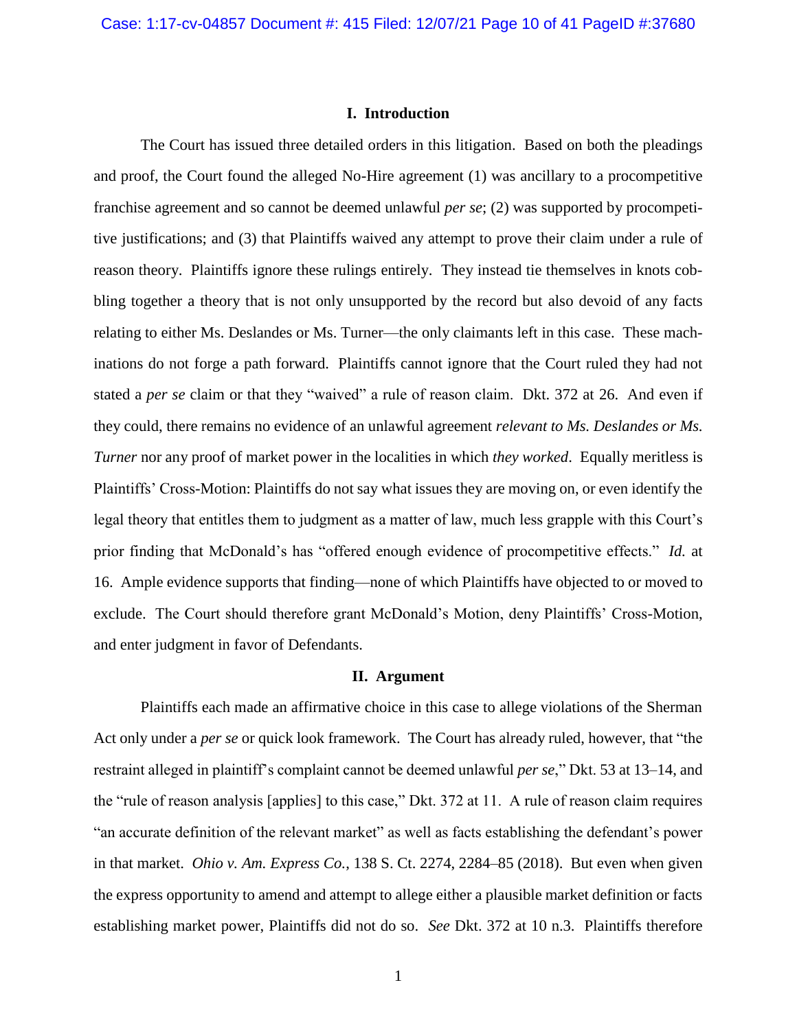## I. Introduction

The Court has issued three detailed orders in this litigation. Based on both the pleadings and proof, the Court found the alleged No-Hire agreement (1) was ancillary to a procompetitive franchise agreement and so cannot be deemed unlawful *per se*; (2) was supported by procompetitive justifications; and (3) that Plaintiffs waived any attempt to prove their claim under a rule of reason theory. Plaintiffs ignore these rulings entirely. They instead tie themselves in knots cobbling together a theory that is not only unsupported by the record but also devoid of any facts relating to either Ms. Deslandes or Ms. Turner—the only claimants left in this case. These machinations do not forge a path forward. Plaintiffs cannot ignore that the Court ruled they had not stated a *per se* claim or that they "waived" a rule of reason claim. Dkt. 372 at 26. And even if they could, there remains no evidence of an unlawful agreement *relevant to Ms. Deslandes or Ms. Turner* nor any proof of market power in the localities in which *they worked*. Equally meritless is Plaintiffs' Cross-Motion: Plaintiffs do not say what issues they are moving on, or even identify the legal theory that entitles them to judgment as a matter of law, much less grapple with this Court's prior finding that McDonald's has "offered enough evidence of procompetitive effects." *Id.* at 16. Ample evidence supports that finding—none of which Plaintiffs have objected to or moved to exclude. The Court should therefore grant McDonald's Motion, deny Plaintiffs' Cross-Motion, and enter judgment in favor of Defendants.

## II. Argument

Plaintiffs each made an affirmative choice in this case to allege violations of the Sherman Act only under a *per se* or quick look framework. The Court has already ruled, however, that "the restraint alleged in plaintiff's complaint cannot be deemed unlawful *per se*," Dkt. 53 at 13–14, and the "rule of reason analysis [applies] to this case," Dkt. 372 at 11. A rule of reason claim requires "an accurate definition of the relevant market" as well as facts establishing the defendant's power in that market. *Ohio v. Am. Express Co.*, 138 S. Ct. 2274, 2284–85 (2018). But even when given the express opportunity to amend and attempt to allege either a plausible market definition or facts establishing market power, Plaintiffs did not do so. *See* Dkt. 372 at 10 n.3. Plaintiffs therefore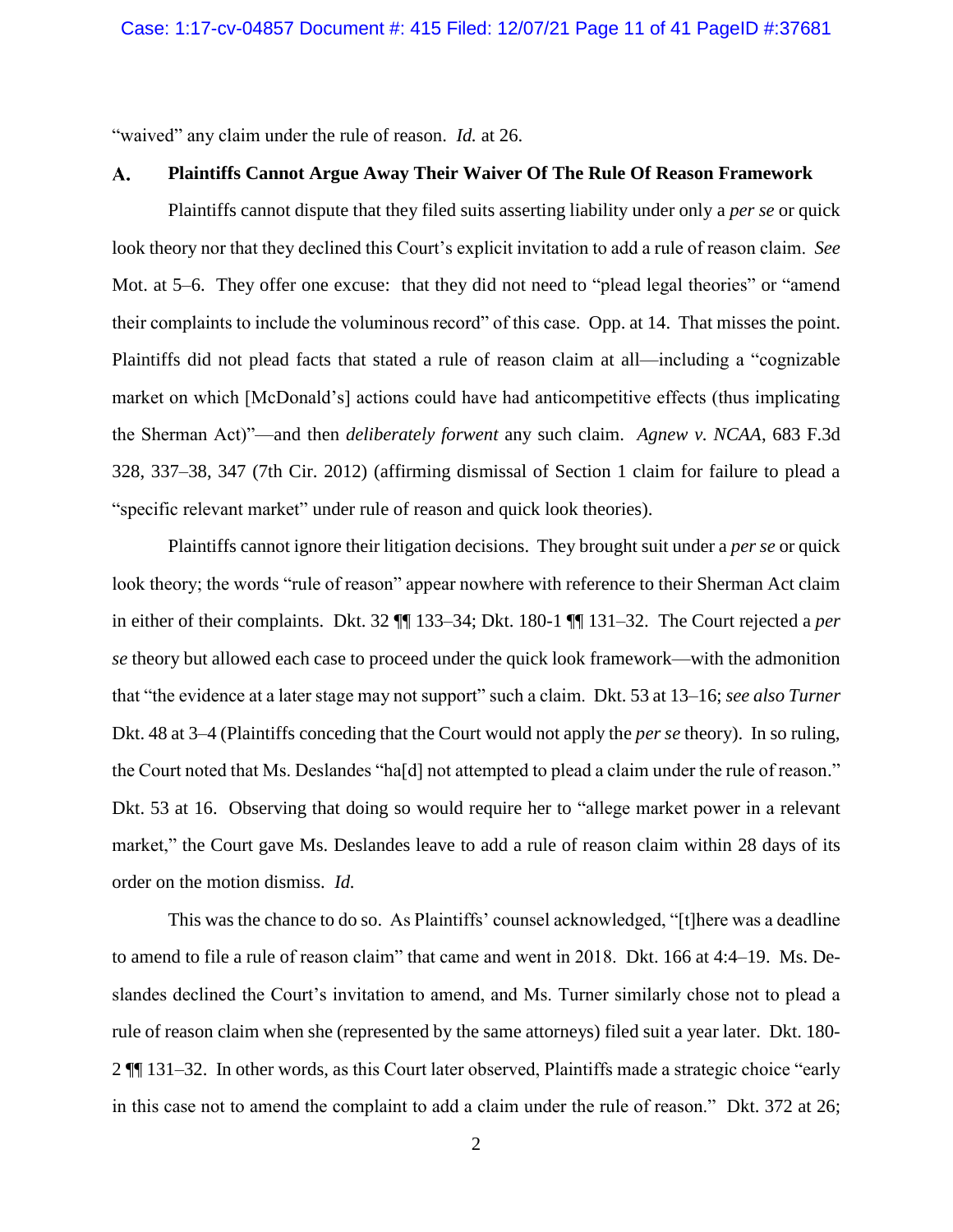"waived" any claim under the rule of reason. *Id.* at 26.

## A. Plaintiffs Cannot Argue Away Their Waiver Of The Rule Of Reason Framework

Plaintiffs cannot dispute that they filed suits asserting liability under only a *per se* or quick look theory nor that they declined this Court's explicit invitation to add a rule of reason claim. *See* Mot. at 5–6. They offer one excuse: that they did not need to "plead legal theories" or "amend their complaints to include the voluminous record" of this case. Opp. at 14. That misses the point. Plaintiffs did not plead facts that stated a rule of reason claim at all—including a "cognizable market on which [McDonald's] actions could have had anticompetitive effects (thus implicating the Sherman Act)"—and then *deliberately forwent* any such claim. *Agnew v. NCAA*, 683 F.3d 328, 337–38, 347 (7th Cir. 2012) (affirming dismissal of Section 1 claim for failure to plead a "specific relevant market" under rule of reason and quick look theories).

Plaintiffs cannot ignore their litigation decisions. They brought suit under a *per se* or quick look theory; the words "rule of reason" appear nowhere with reference to their Sherman Act claim in either of their complaints. Dkt. 32 ¶¶ 133–34; Dkt. 180-1 ¶¶ 131–32. The Court rejected a *per se* theory but allowed each case to proceed under the quick look framework—with the admonition that "the evidence at a later stage may not support" such a claim. Dkt. 53 at 13–16; *see also Turner* Dkt. 48 at 3–4 (Plaintiffs conceding that the Court would not apply the *per se* theory). In so ruling, the Court noted that Ms. Deslandes "ha[d] not attempted to plead a claim under the rule of reason." Dkt. 53 at 16. Observing that doing so would require her to "allege market power in a relevant market," the Court gave Ms. Deslandes leave to add a rule of reason claim within 28 days of its order on the motion dismiss. *Id.*

This was the chance to do so. As Plaintiffs' counsel acknowledged, "[t]here was a deadline to amend to file a rule of reason claim" that came and went in 2018. Dkt. 166 at 4:4–19. Ms. Deslandes declined the Court's invitation to amend, and Ms. Turner similarly chose not to plead a rule of reason claim when she (represented by the same attorneys) filed suit a year later. Dkt. 180-2 ¶¶ 131–32. In other words, as this Court later observed, Plaintiffs made a strategic choice "early in this case not to amend the complaint to add a claim under the rule of reason." Dkt. 372 at 26;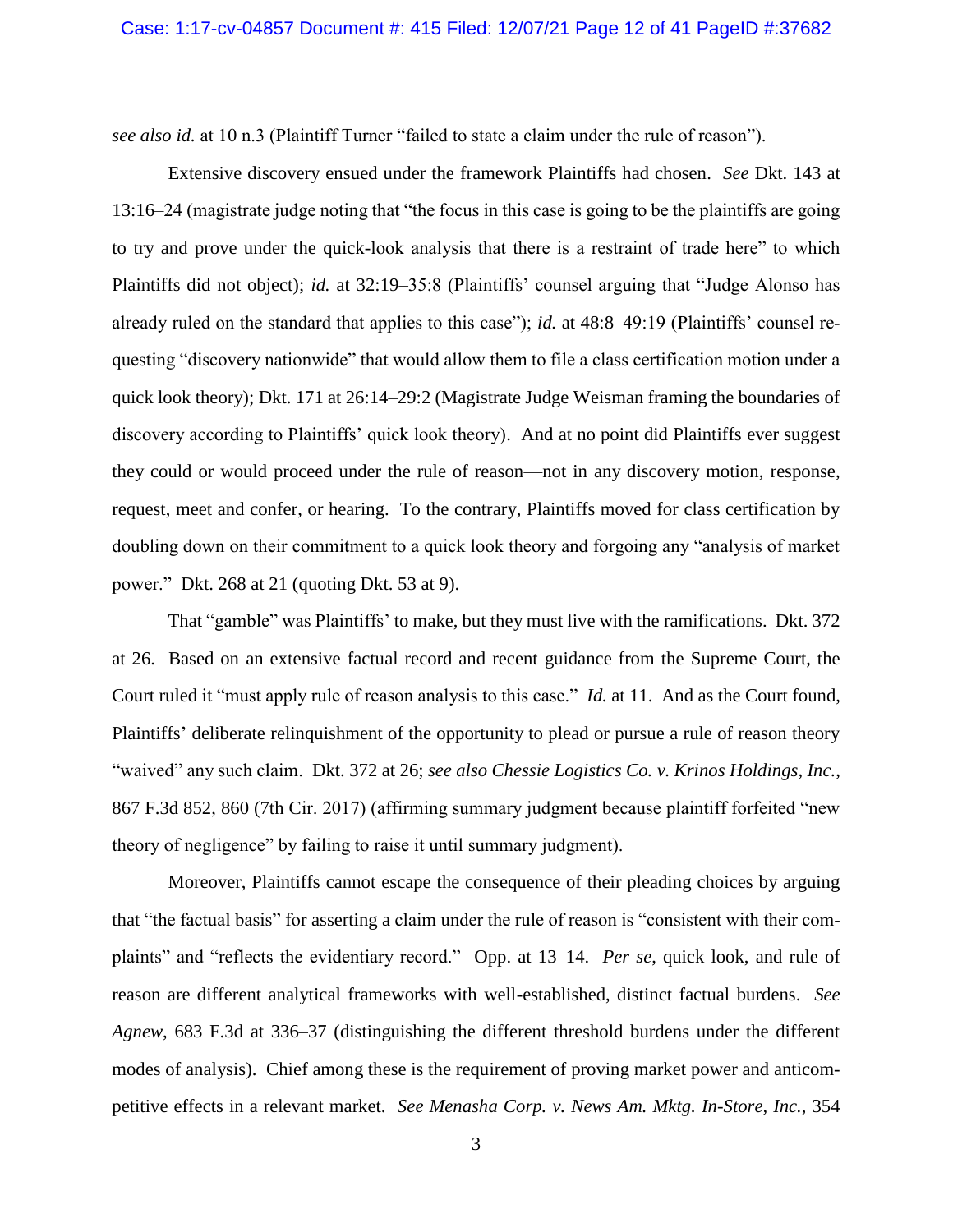*see also id.* at 10 n.3 (Plaintiff Turner "failed to state a claim under the rule of reason").

Extensive discovery ensued under the framework Plaintiffs had chosen. *See* Dkt. 143 at 13:16–24 (magistrate judge noting that "the focus in this case is going to be the plaintiffs are going to try and prove under the quick-look analysis that there is a restraint of trade here" to which Plaintiffs did not object); *id.* at 32:19–35:8 (Plaintiffs' counsel arguing that "Judge Alonso has already ruled on the standard that applies to this case"); *id.* at 48:8–49:19 (Plaintiffs' counsel requesting "discovery nationwide" that would allow them to file a class certification motion under a quick look theory); Dkt. 171 at 26:14–29:2 (Magistrate Judge Weisman framing the boundaries of discovery according to Plaintiffs' quick look theory). And at no point did Plaintiffs ever suggest they could or would proceed under the rule of reason—not in any discovery motion, response, request, meet and confer, or hearing. To the contrary, Plaintiffs moved for class certification by doubling down on their commitment to a quick look theory and forgoing any "analysis of market power." Dkt. 268 at 21 (quoting Dkt. 53 at 9).

That "gamble" was Plaintiffs' to make, but they must live with the ramifications. Dkt. 372 at 26. Based on an extensive factual record and recent guidance from the Supreme Court, the Court ruled it "must apply rule of reason analysis to this case." *Id.* at 11. And as the Court found, Plaintiffs' deliberate relinquishment of the opportunity to plead or pursue a rule of reason theory "waived" any such claim. Dkt. 372 at 26; *see also Chessie Logistics Co. v. Krinos Holdings, Inc.*, 867 F.3d 852, 860 (7th Cir. 2017) (affirming summary judgment because plaintiff forfeited "new theory of negligence" by failing to raise it until summary judgment).

Moreover, Plaintiffs cannot escape the consequence of their pleading choices by arguing that "the factual basis" for asserting a claim under the rule of reason is "consistent with their complaints" and "reflects the evidentiary record." Opp. at 13–14. *Per se*, quick look, and rule of reason are different analytical frameworks with well-established, distinct factual burdens. *See Agnew*, 683 F.3d at 336–37 (distinguishing the different threshold burdens under the different modes of analysis). Chief among these is the requirement of proving market power and anticompetitive effects in a relevant market. *See Menasha Corp. v. News Am. Mktg. In-Store, Inc.*, 354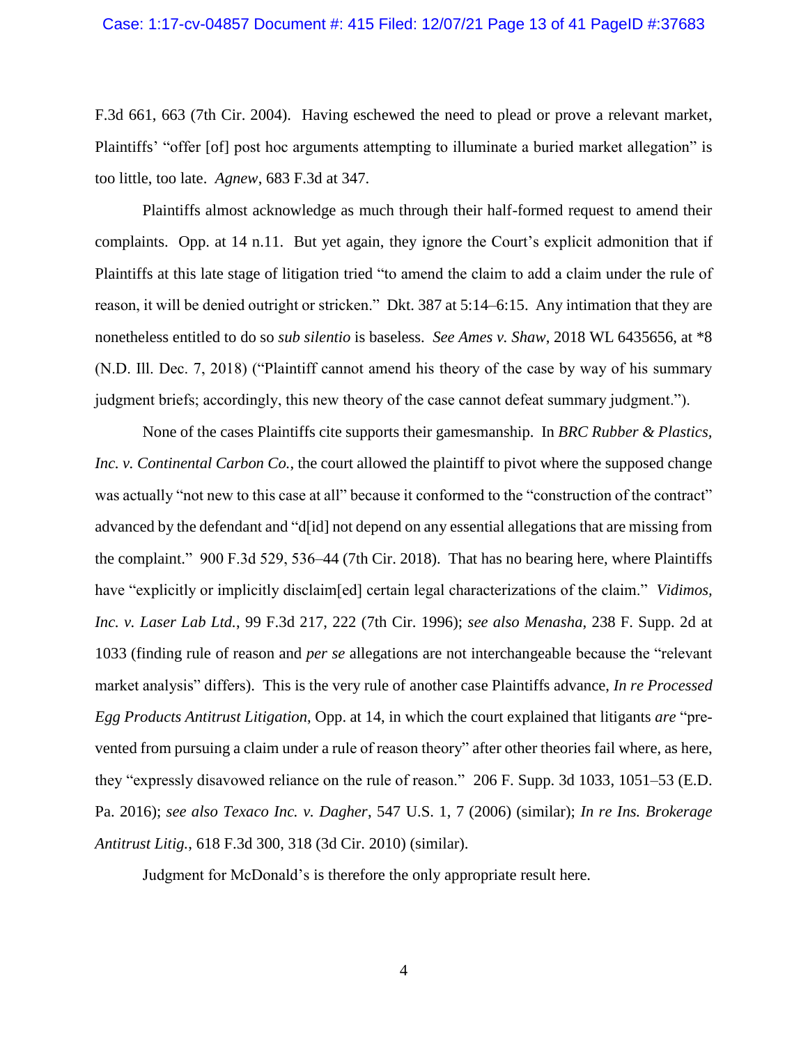F.3d 661, 663 (7th Cir. 2004). Having eschewed the need to plead or prove a relevant market, Plaintiffs' "offer [of] post hoc arguments attempting to illuminate a buried market allegation" is too little, too late. *Agnew*, 683 F.3d at 347.

Plaintiffs almost acknowledge as much through their half-formed request to amend their complaints. Opp. at 14 n.11. But yet again, they ignore the Court's explicit admonition that if Plaintiffs at this late stage of litigation tried "to amend the claim to add a claim under the rule of reason, it will be denied outright or stricken." Dkt. 387 at 5:14–6:15. Any intimation that they are nonetheless entitled to do so *sub silentio* is baseless. *See Ames v. Shaw*, 2018 WL 6435656, at *8 (N.D. Ill. Dec. 7, 2018) ("Plaintiff cannot amend his theory of the case by way of his summary judgment briefs; accordingly, this new theory of the case cannot defeat summary judgment.").

None of the cases Plaintiffs cite supports their gamesmanship. In *BRC Rubber & Plastics, Inc. v. Continental Carbon Co.*, the court allowed the plaintiff to pivot where the supposed change was actually "not new to this case at all" because it conformed to the "construction of the contract" advanced by the defendant and "d[id] not depend on any essential allegations that are missing from the complaint." 900 F.3d 529, 536–44 (7th Cir. 2018). That has no bearing here, where Plaintiffs have "explicitly or implicitly disclaim[ed] certain legal characterizations of the claim." *Vidimos, Inc. v. Laser Lab Ltd.*, 99 F.3d 217, 222 (7th Cir. 1996); *see also Menasha*, 238 F. Supp. 2d at 1033 (finding rule of reason and *per se* allegations are not interchangeable because the "relevant market analysis" differs). This is the very rule of another case Plaintiffs advance, *In re Processed Egg Products Antitrust Litigation*, Opp. at 14, in which the court explained that litigants *are* "prevented from pursuing a claim under a rule of reason theory" after other theories fail where, as here, they "expressly disavowed reliance on the rule of reason." 206 F. Supp. 3d 1033, 1051–53 (E.D. Pa. 2016); *see also Texaco Inc. v. Dagher*, 547 U.S. 1, 7 (2006) (similar); *In re Ins. Brokerage Antitrust Litig.*, 618 F.3d 300, 318 (3d Cir. 2010) (similar).

Judgment for McDonald's is therefore the only appropriate result here.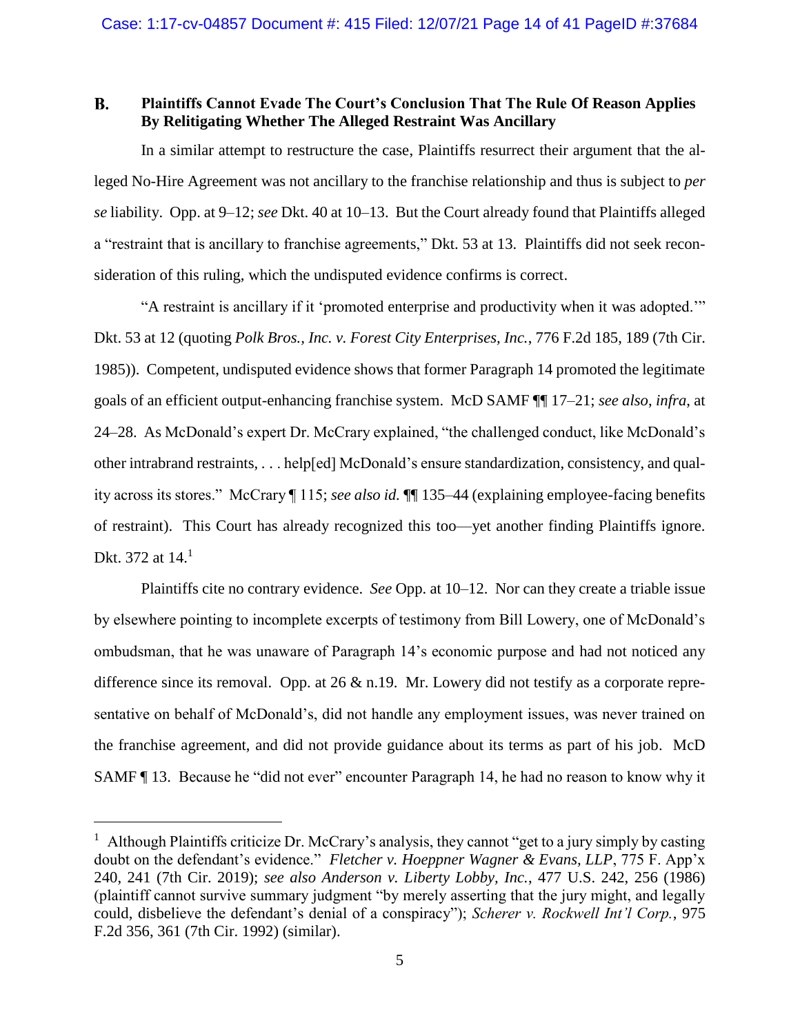### B. Plaintiffs Cannot Evade The Court's Conclusion That The Rule Of Reason Applies By Relitigating Whether The Alleged Restraint Was Ancillary

In a similar attempt to restructure the case, Plaintiffs resurrect their argument that the alleged No-Hire Agreement was not ancillary to the franchise relationship and thus is subject to *per se* liability. Opp. at 9–12; *see* Dkt. 40 at 10–13. But the Court already found that Plaintiffs alleged a "restraint that is ancillary to franchise agreements," Dkt. 53 at 13. Plaintiffs did not seek reconsideration of this ruling, which the undisputed evidence confirms is correct.

"A restraint is ancillary if it 'promoted enterprise and productivity when it was adopted.'" Dkt. 53 at 12 (quoting *Polk Bros., Inc. v. Forest City Enterprises, Inc.*, 776 F.2d 185, 189 (7th Cir. 1985)). Competent, undisputed evidence shows that former Paragraph 14 promoted the legitimate goals of an efficient output-enhancing franchise system. McD SAMF ¶¶ 17–21; *see also*, *infra*, at 24–28. As McDonald's expert Dr. McCrary explained, "the challenged conduct, like McDonald's other intrabrand restraints, . . . help[ed] McDonald's ensure standardization, consistency, and quality across its stores." McCrary ¶ 115; *see also id.* ¶¶ 135–44 (explaining employee-facing benefits of restraint). This Court has already recognized this too—yet another finding Plaintiffs ignore. Dkt. 372 at 14.[1]

Plaintiffs cite no contrary evidence. *See* Opp. at 10–12. Nor can they create a triable issue by elsewhere pointing to incomplete excerpts of testimony from Bill Lowery, one of McDonald's ombudsman, that he was unaware of Paragraph 14's economic purpose and had not noticed any difference since its removal. Opp. at 26 & n.19. Mr. Lowery did not testify as a corporate representative on behalf of McDonald's, did not handle any employment issues, was never trained on the franchise agreement, and did not provide guidance about its terms as part of his job. McD SAMF ¶ 13. Because he "did not ever" encounter Paragraph 14, he had no reason to know why it

---

[1] Although Plaintiffs criticize Dr. McCrary's analysis, they cannot "get to a jury simply by casting doubt on the defendant's evidence." *Fletcher v. Hoeppner Wagner & Evans, LLP*, 775 F. App'x 240, 241 (7th Cir. 2019); *see also Anderson v. Liberty Lobby, Inc.*, 477 U.S. 242, 256 (1986) (plaintiff cannot survive summary judgment "by merely asserting that the jury might, and legally could, disbelieve the defendant's denial of a conspiracy"); *Scherer v. Rockwell Int'l Corp.*, 975 F.2d 356, 361 (7th Cir. 1992) (similar).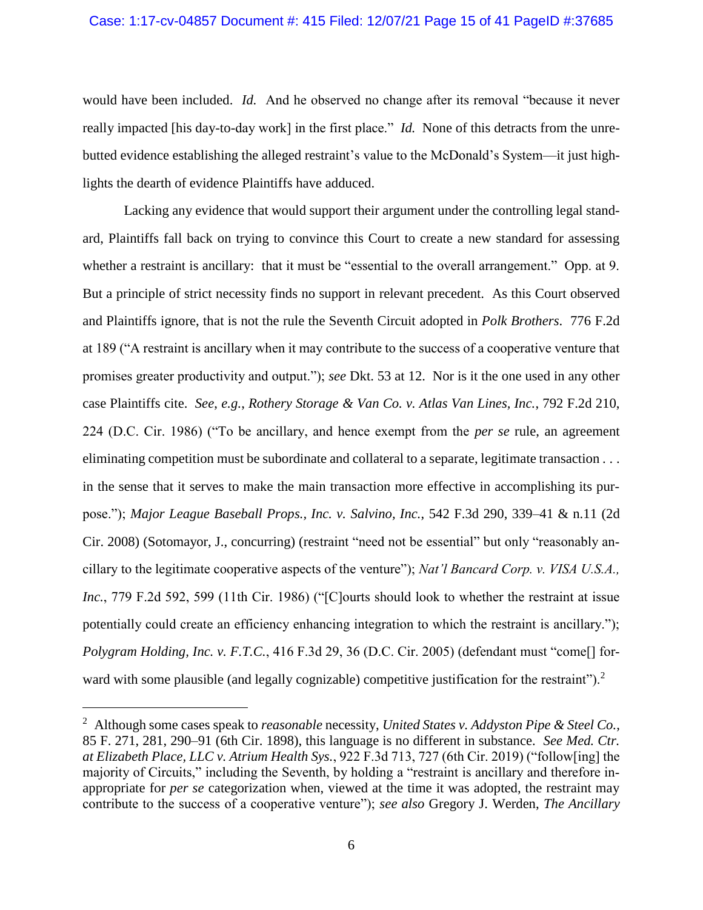would have been included. *Id.* And he observed no change after its removal "because it never really impacted [his day-to-day work] in the first place." *Id.* None of this detracts from the unrebutted evidence establishing the alleged restraint's value to the McDonald's System—it just highlights the dearth of evidence Plaintiffs have adduced.

Lacking any evidence that would support their argument under the controlling legal standard, Plaintiffs fall back on trying to convince this Court to create a new standard for assessing whether a restraint is ancillary: that it must be "essential to the overall arrangement." Opp. at 9. But a principle of strict necessity finds no support in relevant precedent. As this Court observed and Plaintiffs ignore, that is not the rule the Seventh Circuit adopted in *Polk Brothers*. 776 F.2d at 189 ("A restraint is ancillary when it may contribute to the success of a cooperative venture that promises greater productivity and output."); *see* Dkt. 53 at 12. Nor is it the one used in any other case Plaintiffs cite. *See, e.g., Rothery Storage & Van Co. v. Atlas Van Lines, Inc.*, 792 F.2d 210, 224 (D.C. Cir. 1986) ("To be ancillary, and hence exempt from the *per se* rule, an agreement eliminating competition must be subordinate and collateral to a separate, legitimate transaction . . . in the sense that it serves to make the main transaction more effective in accomplishing its purpose."); *Major League Baseball Props., Inc. v. Salvino, Inc.*, 542 F.3d 290, 339–41 & n.11 (2d Cir. 2008) (Sotomayor, J., concurring) (restraint "need not be essential" but only "reasonably ancillary to the legitimate cooperative aspects of the venture"); *Nat'l Bancard Corp. v. VISA U.S.A., Inc.*, 779 F.2d 592, 599 (11th Cir. 1986) ("[C]ourts should look to whether the restraint at issue potentially could create an efficiency enhancing integration to which the restraint is ancillary."); *Polygram Holding, Inc. v. F.T.C.*, 416 F.3d 29, 36 (D.C. Cir. 2005) (defendant must "come[] forward with some plausible (and legally cognizable) competitive justification for the restraint").[2]

---

[2] Although some cases speak to *reasonable* necessity, *United States v. Addyston Pipe & Steel Co.*, 85 F. 271, 281, 290–91 (6th Cir. 1898), this language is no different in substance. *See Med. Ctr. at Elizabeth Place, LLC v. Atrium Health Sys.*, 922 F.3d 713, 727 (6th Cir. 2019) ("follow[ing] the majority of Circuits," including the Seventh, by holding a "restraint is ancillary and therefore inappropriate for *per se* categorization when, viewed at the time it was adopted, the restraint may contribute to the success of a cooperative venture"); *see also* Gregory J. Werden, *The Ancillary*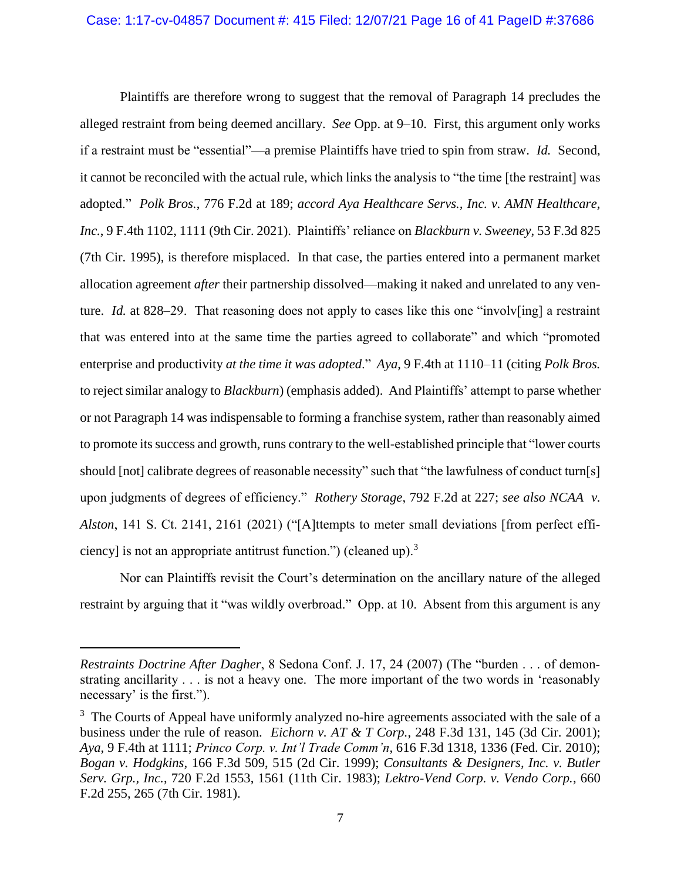Plaintiffs are therefore wrong to suggest that the removal of Paragraph 14 precludes the alleged restraint from being deemed ancillary. *See* Opp. at 9–10. First, this argument only works if a restraint must be "essential"—a premise Plaintiffs have tried to spin from straw. *Id.* Second, it cannot be reconciled with the actual rule, which links the analysis to "the time [the restraint] was adopted." *Polk Bros.*, 776 F.2d at 189; *accord Aya Healthcare Servs., Inc. v. AMN Healthcare, Inc.*, 9 F.4th 1102, 1111 (9th Cir. 2021). Plaintiffs' reliance on *Blackburn v. Sweeney*, 53 F.3d 825 (7th Cir. 1995), is therefore misplaced. In that case, the parties entered into a permanent market allocation agreement *after* their partnership dissolved—making it naked and unrelated to any venture. *Id.* at 828–29. That reasoning does not apply to cases like this one "involv[ing] a restraint that was entered into at the same time the parties agreed to collaborate" and which "promoted enterprise and productivity *at the time it was adopted*." *Aya*, 9 F.4th at 1110–11 (citing *Polk Bros.* to reject similar analogy to *Blackburn*) (emphasis added). And Plaintiffs' attempt to parse whether or not Paragraph 14 was indispensable to forming a franchise system, rather than reasonably aimed to promote its success and growth, runs contrary to the well-established principle that "lower courts should [not] calibrate degrees of reasonable necessity" such that "the lawfulness of conduct turn[s] upon judgments of degrees of efficiency." *Rothery Storage*, 792 F.2d at 227; *see also NCAA v. Alston*, 141 S. Ct. 2141, 2161 (2021) ("[A]ttempts to meter small deviations [from perfect efficiency] is not an appropriate antitrust function.") (cleaned up).[3]

Nor can Plaintiffs revisit the Court's determination on the ancillary nature of the alleged restraint by arguing that it "was wildly overbroad." Opp. at 10. Absent from this argument is any

---

*Restraints Doctrine After Dagher*, 8 Sedona Conf. J. 17, 24 (2007) (The "burden . . . of demonstrating ancillarity . . . is not a heavy one. The more important of the two words in 'reasonably necessary' is the first.").

[3] The Courts of Appeal have uniformly analyzed no-hire agreements associated with the sale of a business under the rule of reason. *Eichorn v. AT & T Corp.*, 248 F.3d 131, 145 (3d Cir. 2001); *Aya*, 9 F.4th at 1111; *Princo Corp. v. Int'l Trade Comm'n*, 616 F.3d 1318, 1336 (Fed. Cir. 2010); *Bogan v. Hodgkins*, 166 F.3d 509, 515 (2d Cir. 1999); *Consultants & Designers, Inc. v. Butler Serv. Grp., Inc.*, 720 F.2d 1553, 1561 (11th Cir. 1983); *Lektro-Vend Corp. v. Vendo Corp.*, 660 F.2d 255, 265 (7th Cir. 1981).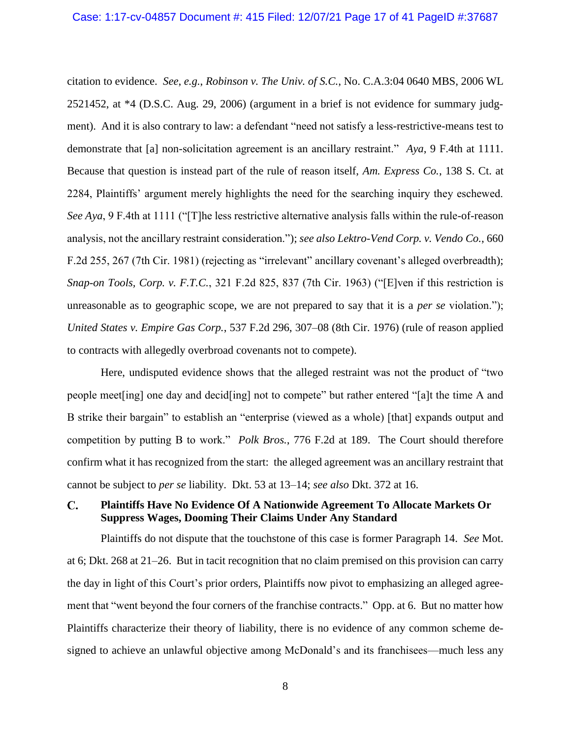citation to evidence. *See, e.g.*, *Robinson v. The Univ. of S.C.*, No. C.A.3:04 0640 MBS, 2006 WL 2521452, at *4 (D.S.C. Aug. 29, 2006) (argument in a brief is not evidence for summary judgment). And it is also contrary to law: a defendant "need not satisfy a less-restrictive-means test to demonstrate that [a] non-solicitation agreement is an ancillary restraint." *Aya*, 9 F.4th at 1111. Because that question is instead part of the rule of reason itself, *Am. Express Co.*, 138 S. Ct. at 2284, Plaintiffs' argument merely highlights the need for the searching inquiry they eschewed. *See Aya*, 9 F.4th at 1111 ("[T]he less restrictive alternative analysis falls within the rule-of-reason analysis, not the ancillary restraint consideration."); *see also Lektro-Vend Corp. v. Vendo Co.*, 660 F.2d 255, 267 (7th Cir. 1981) (rejecting as "irrelevant" ancillary covenant's alleged overbreadth); *Snap-on Tools, Corp. v. F.T.C.*, 321 F.2d 825, 837 (7th Cir. 1963) ("[E]ven if this restriction is unreasonable as to geographic scope, we are not prepared to say that it is a *per se* violation."); *United States v. Empire Gas Corp.*, 537 F.2d 296, 307–08 (8th Cir. 1976) (rule of reason applied to contracts with allegedly overbroad covenants not to compete).

Here, undisputed evidence shows that the alleged restraint was not the product of "two people meet[ing] one day and decid[ing] not to compete" but rather entered "[a]t the time A and B strike their bargain" to establish an "enterprise (viewed as a whole) [that] expands output and competition by putting B to work." *Polk Bros.*, 776 F.2d at 189. The Court should therefore confirm what it has recognized from the start: the alleged agreement was an ancillary restraint that cannot be subject to *per se* liability. Dkt. 53 at 13–14; *see also* Dkt. 372 at 16.

### C. Plaintiffs Have No Evidence Of A Nationwide Agreement To Allocate Markets Or Suppress Wages, Dooming Their Claims Under Any Standard

Plaintiffs do not dispute that the touchstone of this case is former Paragraph 14. *See* Mot. at 6; Dkt. 268 at 21–26. But in tacit recognition that no claim premised on this provision can carry the day in light of this Court's prior orders, Plaintiffs now pivot to emphasizing an alleged agreement that "went beyond the four corners of the franchise contracts." Opp. at 6. But no matter how Plaintiffs characterize their theory of liability, there is no evidence of any common scheme designed to achieve an unlawful objective among McDonald's and its franchisees—much less any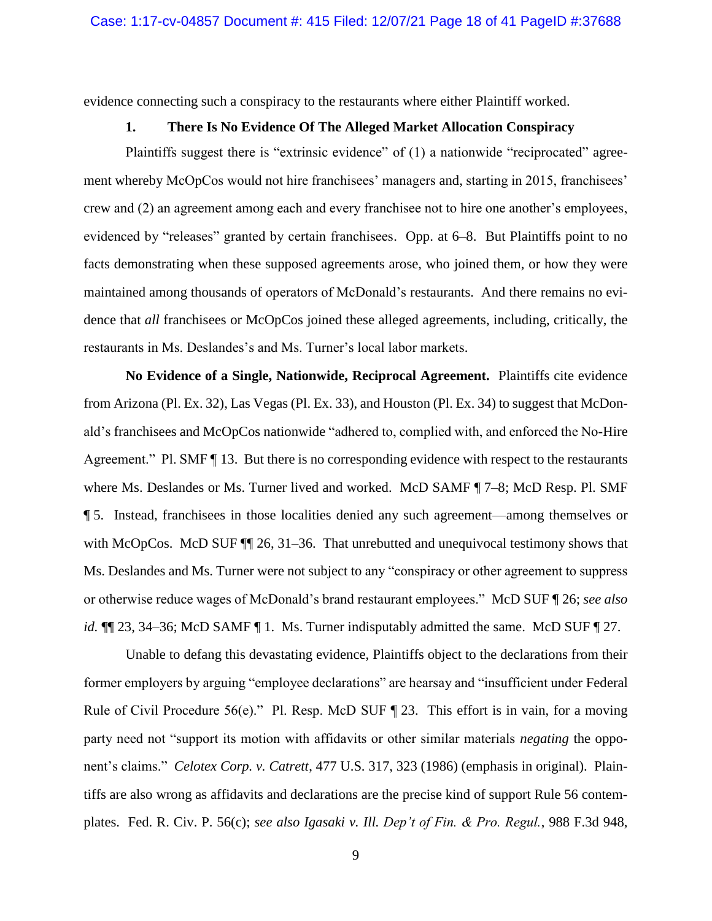evidence connecting such a conspiracy to the restaurants where either Plaintiff worked.

### 1. There Is No Evidence Of The Alleged Market Allocation Conspiracy

Plaintiffs suggest there is "extrinsic evidence" of (1) a nationwide "reciprocated" agreement whereby McOpCos would not hire franchisees' managers and, starting in 2015, franchisees' crew and (2) an agreement among each and every franchisee not to hire one another's employees, evidenced by "releases" granted by certain franchisees. Opp. at 6–8. But Plaintiffs point to no facts demonstrating when these supposed agreements arose, who joined them, or how they were maintained among thousands of operators of McDonald's restaurants. And there remains no evidence that *all* franchisees or McOpCos joined these alleged agreements, including, critically, the restaurants in Ms. Deslandes's and Ms. Turner's local labor markets.

**No Evidence of a Single, Nationwide, Reciprocal Agreement.** Plaintiffs cite evidence from Arizona (Pl. Ex. 32), Las Vegas (Pl. Ex. 33), and Houston (Pl. Ex. 34) to suggest that McDonald's franchisees and McOpCos nationwide "adhered to, complied with, and enforced the No-Hire Agreement." Pl. SMF ¶ 13. But there is no corresponding evidence with respect to the restaurants where Ms. Deslandes or Ms. Turner lived and worked. McD SAMF ¶ 7–8; McD Resp. Pl. SMF ¶ 5. Instead, franchisees in those localities denied any such agreement—among themselves or with McOpCos. McD SUF ¶¶ 26, 31–36. That unrebutted and unequivocal testimony shows that Ms. Deslandes and Ms. Turner were not subject to any "conspiracy or other agreement to suppress or otherwise reduce wages of McDonald's brand restaurant employees." McD SUF ¶ 26; *see also id.* ¶¶ 23, 34–36; McD SAMF ¶ 1. Ms. Turner indisputably admitted the same. McD SUF ¶ 27.

Unable to defang this devastating evidence, Plaintiffs object to the declarations from their former employers by arguing "employee declarations" are hearsay and "insufficient under Federal Rule of Civil Procedure 56(e)." Pl. Resp. McD SUF ¶ 23. This effort is in vain, for a moving party need not "support its motion with affidavits or other similar materials *negating* the opponent's claims." *Celotex Corp. v. Catrett*, 477 U.S. 317, 323 (1986) (emphasis in original). Plaintiffs are also wrong as affidavits and declarations are the precise kind of support Rule 56 contemplates. Fed. R. Civ. P. 56(c); *see also Igasaki v. Ill. Dep't of Fin. & Pro. Regul.*, 988 F.3d 948,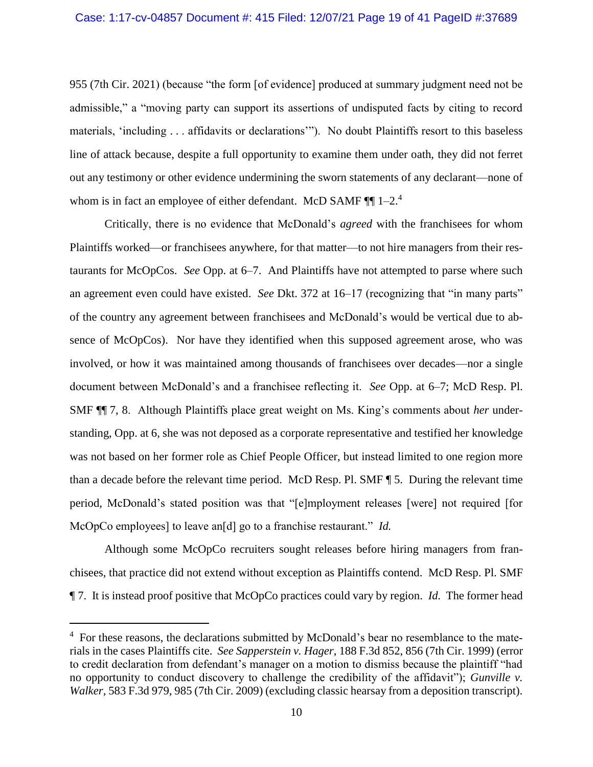955 (7th Cir. 2021) (because "the form [of evidence] produced at summary judgment need not be admissible," a "moving party can support its assertions of undisputed facts by citing to record materials, 'including . . . affidavits or declarations'"). No doubt Plaintiffs resort to this baseless line of attack because, despite a full opportunity to examine them under oath, they did not ferret out any testimony or other evidence undermining the sworn statements of any declarant—none of whom is in fact an employee of either defendant. McD SAMF ¶¶ 1–2.[4]

Critically, there is no evidence that McDonald's *agreed* with the franchisees for whom Plaintiffs worked—or franchisees anywhere, for that matter—to not hire managers from their restaurants for McOpCos. *See* Opp. at 6–7. And Plaintiffs have not attempted to parse where such an agreement even could have existed. *See* Dkt. 372 at 16–17 (recognizing that "in many parts" of the country any agreement between franchisees and McDonald's would be vertical due to absence of McOpCos). Nor have they identified when this supposed agreement arose, who was involved, or how it was maintained among thousands of franchisees over decades—nor a single document between McDonald's and a franchisee reflecting it. *See* Opp. at 6–7; McD Resp. Pl. SMF ¶¶ 7, 8. Although Plaintiffs place great weight on Ms. King's comments about *her* understanding, Opp. at 6, she was not deposed as a corporate representative and testified her knowledge was not based on her former role as Chief People Officer, but instead limited to one region more than a decade before the relevant time period. McD Resp. Pl. SMF ¶ 5. During the relevant time period, McDonald's stated position was that "[e]mployment releases [were] not required [for McOpCo employees] to leave an[d] go to a franchise restaurant." *Id.*

Although some McOpCo recruiters sought releases before hiring managers from franchisees, that practice did not extend without exception as Plaintiffs contend. McD Resp. Pl. SMF ¶ 7. It is instead proof positive that McOpCo practices could vary by region. *Id.* The former head

[4] For these reasons, the declarations submitted by McDonald's bear no resemblance to the materials in the cases Plaintiffs cite. *See Sapperstein v. Hager*, 188 F.3d 852, 856 (7th Cir. 1999) (error to credit declaration from defendant's manager on a motion to dismiss because the plaintiff "had no opportunity to conduct discovery to challenge the credibility of the affidavit"); *Gunville v. Walker*, 583 F.3d 979, 985 (7th Cir. 2009) (excluding classic hearsay from a deposition transcript).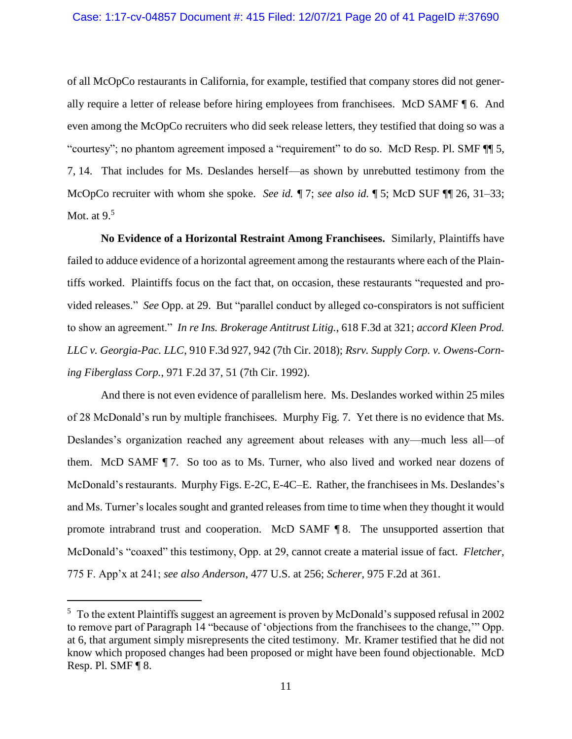of all McOpCo restaurants in California, for example, testified that company stores did not generally require a letter of release before hiring employees from franchisees. McD SAMF ¶ 6. And even among the McOpCo recruiters who did seek release letters, they testified that doing so was a "courtesy"; no phantom agreement imposed a "requirement" to do so. McD Resp. Pl. SMF ¶¶ 5, 7, 14. That includes for Ms. Deslandes herself—as shown by unrebutted testimony from the McOpCo recruiter with whom she spoke. *See id.* ¶ 7; *see also id.* ¶ 5; McD SUF ¶¶ 26, 31–33; Mot. at 9.[5]

**No Evidence of a Horizontal Restraint Among Franchisees.** Similarly, Plaintiffs have failed to adduce evidence of a horizontal agreement among the restaurants where each of the Plaintiffs worked. Plaintiffs focus on the fact that, on occasion, these restaurants "requested and provided releases." *See* Opp. at 29. But "parallel conduct by alleged co-conspirators is not sufficient to show an agreement." *In re Ins. Brokerage Antitrust Litig.*, 618 F.3d at 321; *accord Kleen Prod. LLC v. Georgia-Pac. LLC*, 910 F.3d 927, 942 (7th Cir. 2018); *Rsrv. Supply Corp. v. Owens-Corning Fiberglass Corp.*, 971 F.2d 37, 51 (7th Cir. 1992).

And there is not even evidence of parallelism here. Ms. Deslandes worked within 25 miles of 28 McDonald's run by multiple franchisees. Murphy Fig. 7. Yet there is no evidence that Ms. Deslandes's organization reached any agreement about releases with any—much less all—of them. McD SAMF ¶ 7. So too as to Ms. Turner, who also lived and worked near dozens of McDonald's restaurants. Murphy Figs. E-2C, E-4C–E. Rather, the franchisees in Ms. Deslandes's and Ms. Turner's locales sought and granted releases from time to time when they thought it would promote intrabrand trust and cooperation. McD SAMF ¶ 8. The unsupported assertion that McDonald's "coaxed" this testimony, Opp. at 29, cannot create a material issue of fact. *Fletcher*, 775 F. App'x at 241; *see also Anderson*, 477 U.S. at 256; *Scherer*, 975 F.2d at 361.

---

[5] To the extent Plaintiffs suggest an agreement is proven by McDonald's supposed refusal in 2002 to remove part of Paragraph 14 "because of 'objections from the franchisees to the change,'" Opp. at 6, that argument simply misrepresents the cited testimony. Mr. Kramer testified that he did not know which proposed changes had been proposed or might have been found objectionable. McD Resp. Pl. SMF ¶ 8.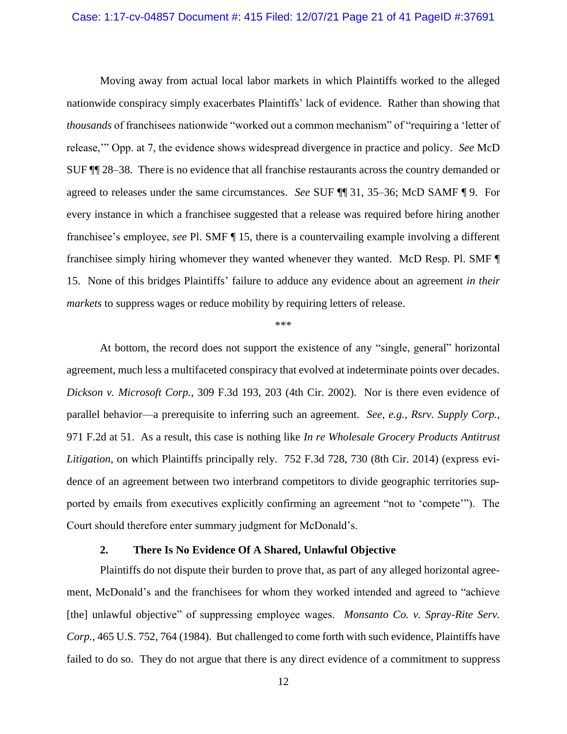Moving away from actual local labor markets in which Plaintiffs worked to the alleged nationwide conspiracy simply exacerbates Plaintiffs' lack of evidence. Rather than showing that *thousands* of franchisees nationwide "worked out a common mechanism" of "requiring a 'letter of release,'" Opp. at 7, the evidence shows widespread divergence in practice and policy. *See* McD SUF ¶¶ 28–38. There is no evidence that all franchise restaurants across the country demanded or agreed to releases under the same circumstances. *See* SUF ¶¶ 31, 35–36; McD SAMF ¶ 9. For every instance in which a franchisee suggested that a release was required before hiring another franchisee's employee, *see* Pl. SMF ¶ 15, there is a countervailing example involving a different franchisee simply hiring whomever they wanted whenever they wanted. McD Resp. Pl. SMF ¶ 15. None of this bridges Plaintiffs' failure to adduce any evidence about an agreement *in their markets* to suppress wages or reduce mobility by requiring letters of release.

\*\*\*

At bottom, the record does not support the existence of any "single, general" horizontal agreement, much less a multifaceted conspiracy that evolved at indeterminate points over decades. *Dickson v. Microsoft Corp.*, 309 F.3d 193, 203 (4th Cir. 2002). Nor is there even evidence of parallel behavior—a prerequisite to inferring such an agreement. *See, e.g.*, *Rsrv. Supply Corp.*, 971 F.2d at 51. As a result, this case is nothing like *In re Wholesale Grocery Products Antitrust Litigation*, on which Plaintiffs principally rely. 752 F.3d 728, 730 (8th Cir. 2014) (express evidence of an agreement between two interbrand competitors to divide geographic territories supported by emails from executives explicitly confirming an agreement "not to 'compete'"). The Court should therefore enter summary judgment for McDonald's.

### 2. There Is No Evidence Of A Shared, Unlawful Objective

Plaintiffs do not dispute their burden to prove that, as part of any alleged horizontal agreement, McDonald's and the franchisees for whom they worked intended and agreed to "achieve [the] unlawful objective" of suppressing employee wages. *Monsanto Co. v. Spray-Rite Serv. Corp.*, 465 U.S. 752, 764 (1984). But challenged to come forth with such evidence, Plaintiffs have failed to do so. They do not argue that there is any direct evidence of a commitment to suppress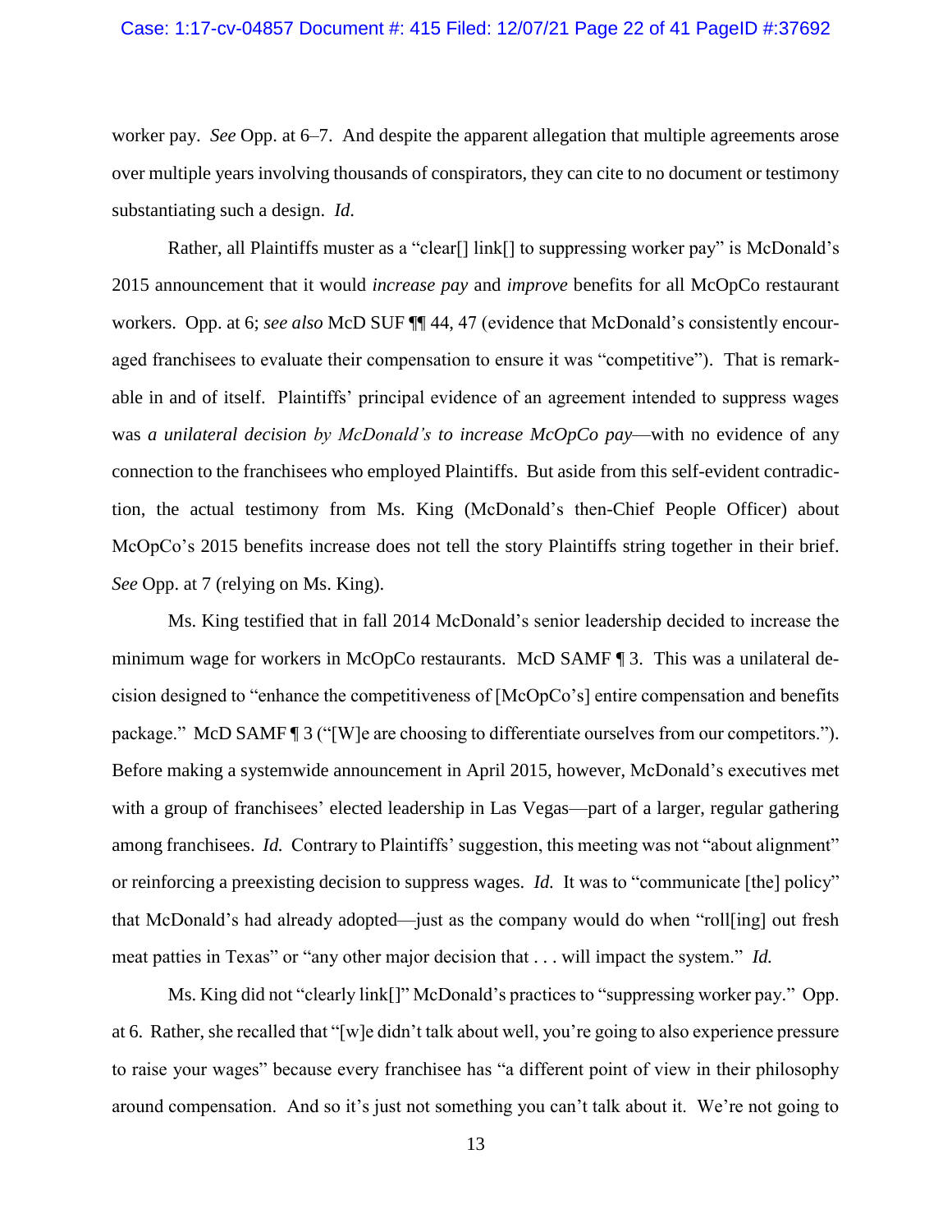worker pay. *See* Opp. at 6–7. And despite the apparent allegation that multiple agreements arose over multiple years involving thousands of conspirators, they can cite to no document or testimony substantiating such a design. *Id.*

Rather, all Plaintiffs muster as a "clear[] link[] to suppressing worker pay" is McDonald's 2015 announcement that it would *increase pay* and *improve* benefits for all McOpCo restaurant workers. Opp. at 6; *see also* McD SUF ¶¶ 44, 47 (evidence that McDonald's consistently encouraged franchisees to evaluate their compensation to ensure it was "competitive"). That is remarkable in and of itself. Plaintiffs' principal evidence of an agreement intended to suppress wages was *a unilateral decision by McDonald's to increase McOpCo pay*—with no evidence of any connection to the franchisees who employed Plaintiffs. But aside from this self-evident contradiction, the actual testimony from Ms. King (McDonald's then-Chief People Officer) about McOpCo's 2015 benefits increase does not tell the story Plaintiffs string together in their brief. *See* Opp. at 7 (relying on Ms. King).

Ms. King testified that in fall 2014 McDonald's senior leadership decided to increase the minimum wage for workers in McOpCo restaurants. McD SAMF ¶ 3. This was a unilateral decision designed to "enhance the competitiveness of [McOpCo's] entire compensation and benefits package." McD SAMF ¶ 3 ("[W]e are choosing to differentiate ourselves from our competitors."). Before making a systemwide announcement in April 2015, however, McDonald's executives met with a group of franchisees' elected leadership in Las Vegas—part of a larger, regular gathering among franchisees. *Id.* Contrary to Plaintiffs' suggestion, this meeting was not "about alignment" or reinforcing a preexisting decision to suppress wages. *Id.* It was to "communicate [the] policy" that McDonald's had already adopted—just as the company would do when "roll[ing] out fresh meat patties in Texas" or "any other major decision that . . . will impact the system." *Id.*

Ms. King did not "clearly link[]" McDonald's practices to "suppressing worker pay." Opp. at 6. Rather, she recalled that "[w]e didn't talk about well, you're going to also experience pressure to raise your wages" because every franchisee has "a different point of view in their philosophy around compensation. And so it's just not something you can't talk about it. We're not going to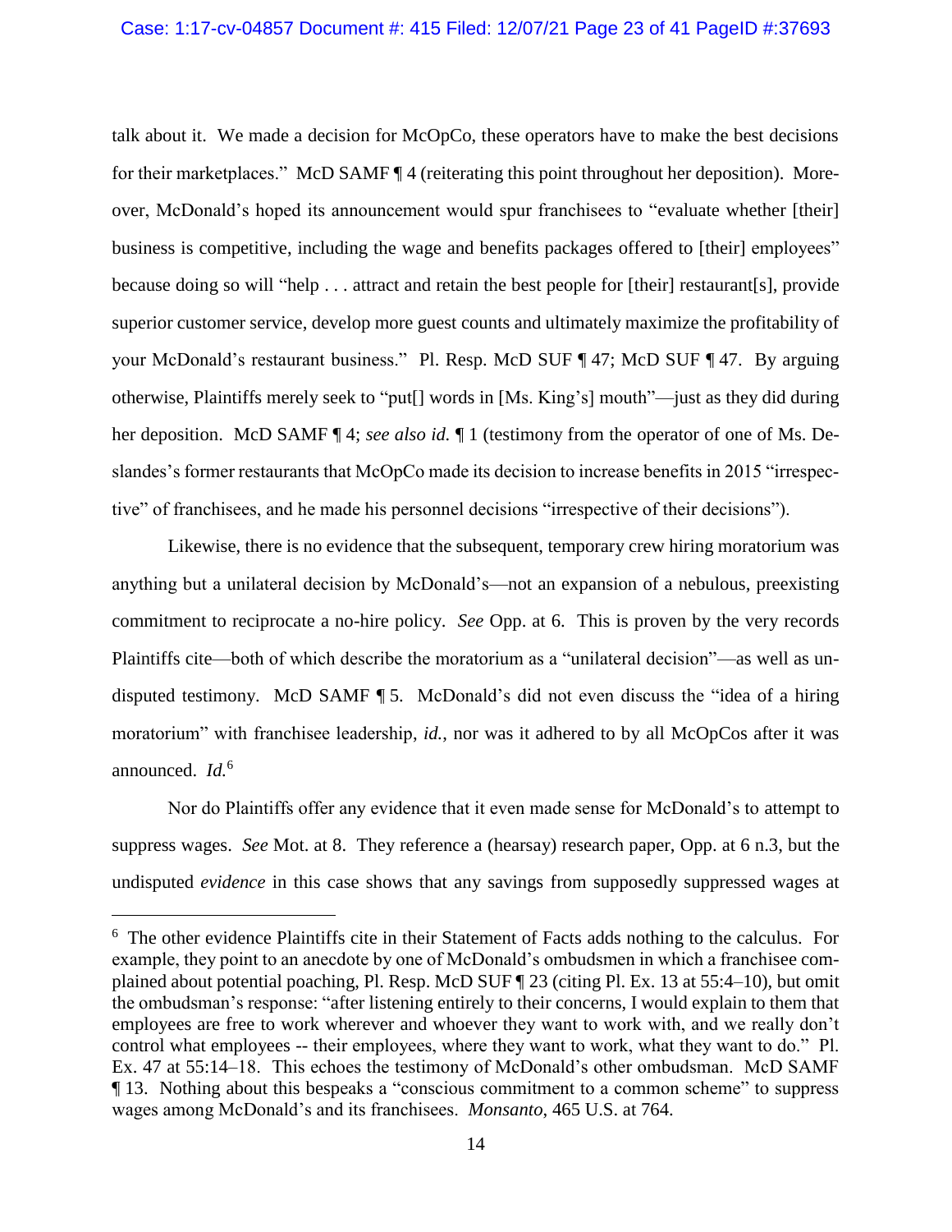talk about it. We made a decision for McOpCo, these operators have to make the best decisions for their marketplaces." McD SAMF ¶ 4 (reiterating this point throughout her deposition). Moreover, McDonald's hoped its announcement would spur franchisees to "evaluate whether [their] business is competitive, including the wage and benefits packages offered to [their] employees" because doing so will "help . . . attract and retain the best people for [their] restaurant[s], provide superior customer service, develop more guest counts and ultimately maximize the profitability of your McDonald's restaurant business." Pl. Resp. McD SUF ¶ 47; McD SUF ¶ 47. By arguing otherwise, Plaintiffs merely seek to "put[] words in [Ms. King's] mouth"—just as they did during her deposition. McD SAMF ¶ 4; *see also id.* ¶ 1 (testimony from the operator of one of Ms. Deslandes's former restaurants that McOpCo made its decision to increase benefits in 2015 "irrespective" of franchisees, and he made his personnel decisions "irrespective of their decisions").

Likewise, there is no evidence that the subsequent, temporary crew hiring moratorium was anything but a unilateral decision by McDonald's—not an expansion of a nebulous, preexisting commitment to reciprocate a no-hire policy. *See* Opp. at 6. This is proven by the very records Plaintiffs cite—both of which describe the moratorium as a "unilateral decision"—as well as undisputed testimony. McD SAMF ¶ 5. McDonald's did not even discuss the "idea of a hiring moratorium" with franchisee leadership, *id.*, nor was it adhered to by all McOpCos after it was announced. *Id.*[6]

Nor do Plaintiffs offer any evidence that it even made sense for McDonald's to attempt to suppress wages. *See* Mot. at 8. They reference a (hearsay) research paper, Opp. at 6 n.3, but the undisputed *evidence* in this case shows that any savings from supposedly suppressed wages at

---

[6] The other evidence Plaintiffs cite in their Statement of Facts adds nothing to the calculus. For example, they point to an anecdote by one of McDonald's ombudsmen in which a franchisee complained about potential poaching, Pl. Resp. McD SUF ¶ 23 (citing Pl. Ex. 13 at 55:4–10), but omit the ombudsman's response: "after listening entirely to their concerns, I would explain to them that employees are free to work wherever and whoever they want to work with, and we really don't control what employees -- their employees, where they want to work, what they want to do." Pl. Ex. 47 at 55:14–18. This echoes the testimony of McDonald's other ombudsman. McD SAMF ¶ 13. Nothing about this bespeaks a "conscious commitment to a common scheme" to suppress wages among McDonald's and its franchisees. *Monsanto*, 465 U.S. at 764.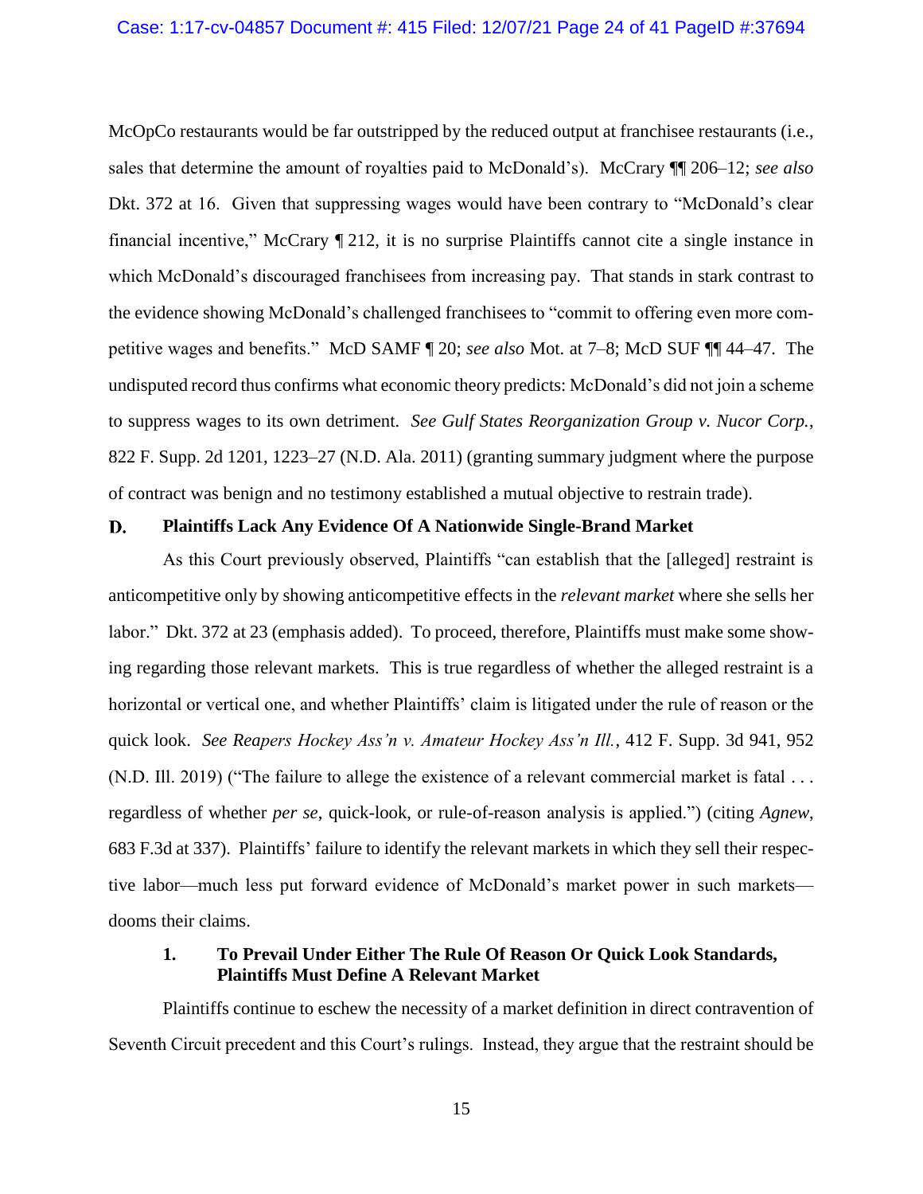McOpCo restaurants would be far outstripped by the reduced output at franchisee restaurants (i.e., sales that determine the amount of royalties paid to McDonald's). McCrary ¶¶ 206–12; *see also* Dkt. 372 at 16. Given that suppressing wages would have been contrary to "McDonald's clear financial incentive," McCrary ¶ 212, it is no surprise Plaintiffs cannot cite a single instance in which McDonald's discouraged franchisees from increasing pay. That stands in stark contrast to the evidence showing McDonald's challenged franchisees to "commit to offering even more competitive wages and benefits." McD SAMF ¶ 20; *see also* Mot. at 7–8; McD SUF ¶¶ 44–47. The undisputed record thus confirms what economic theory predicts: McDonald's did not join a scheme to suppress wages to its own detriment. *See Gulf States Reorganization Group v. Nucor Corp.*, 822 F. Supp. 2d 1201, 1223–27 (N.D. Ala. 2011) (granting summary judgment where the purpose of contract was benign and no testimony established a mutual objective to restrain trade).

### D. Plaintiffs Lack Any Evidence Of A Nationwide Single-Brand Market

As this Court previously observed, Plaintiffs "can establish that the [alleged] restraint is anticompetitive only by showing anticompetitive effects in the *relevant market* where she sells her labor." Dkt. 372 at 23 (emphasis added). To proceed, therefore, Plaintiffs must make some showing regarding those relevant markets. This is true regardless of whether the alleged restraint is a horizontal or vertical one, and whether Plaintiffs' claim is litigated under the rule of reason or the quick look. *See Reapers Hockey Ass'n v. Amateur Hockey Ass'n Ill.*, 412 F. Supp. 3d 941, 952 (N.D. Ill. 2019) ("The failure to allege the existence of a relevant commercial market is fatal . . . regardless of whether *per se*, quick-look, or rule-of-reason analysis is applied.") (citing *Agnew*, 683 F.3d at 337). Plaintiffs' failure to identify the relevant markets in which they sell their respective labor—much less put forward evidence of McDonald's market power in such markets—dooms their claims.

#### 1. To Prevail Under Either The Rule Of Reason Or Quick Look Standards, Plaintiffs Must Define A Relevant Market

Plaintiffs continue to eschew the necessity of a market definition in direct contravention of Seventh Circuit precedent and this Court's rulings. Instead, they argue that the restraint should be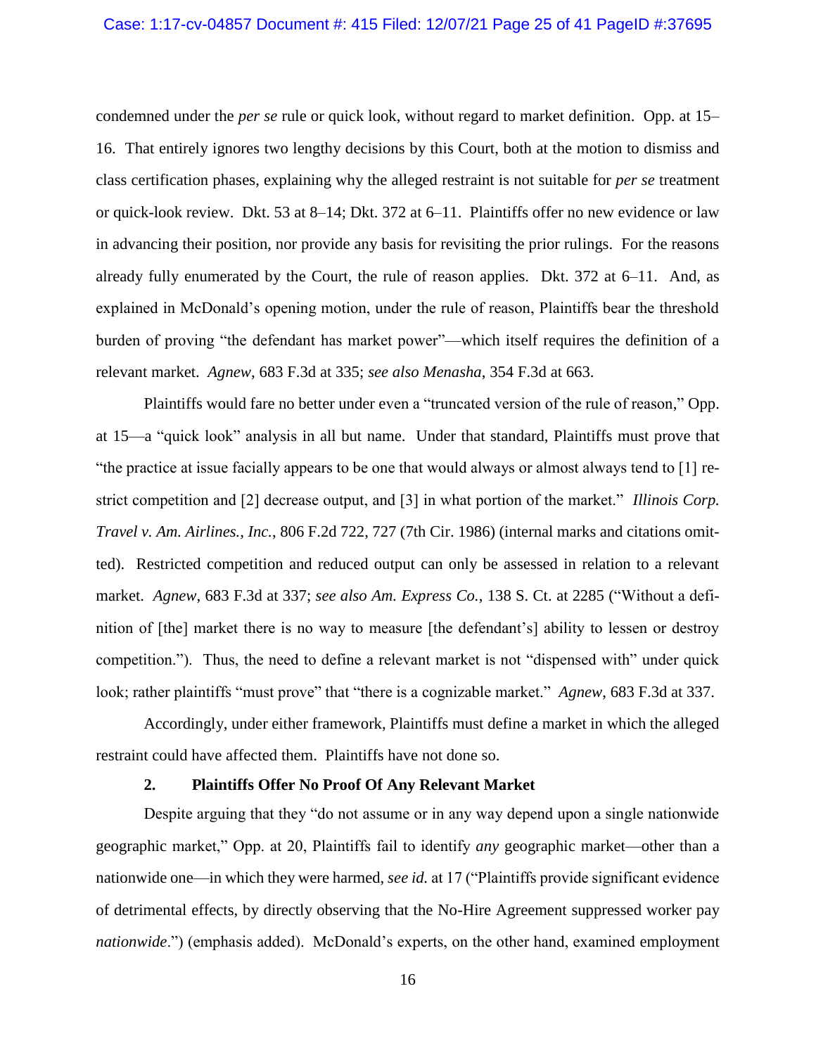condemned under the *per se* rule or quick look, without regard to market definition. Opp. at 15–16. That entirely ignores two lengthy decisions by this Court, both at the motion to dismiss and class certification phases, explaining why the alleged restraint is not suitable for *per se* treatment or quick-look review. Dkt. 53 at 8–14; Dkt. 372 at 6–11. Plaintiffs offer no new evidence or law in advancing their position, nor provide any basis for revisiting the prior rulings. For the reasons already fully enumerated by the Court, the rule of reason applies. Dkt. 372 at 6–11. And, as explained in McDonald's opening motion, under the rule of reason, Plaintiffs bear the threshold burden of proving "the defendant has market power"—which itself requires the definition of a relevant market. *Agnew*, 683 F.3d at 335; *see also Menasha*, 354 F.3d at 663.

Plaintiffs would fare no better under even a "truncated version of the rule of reason," Opp. at 15—a "quick look" analysis in all but name. Under that standard, Plaintiffs must prove that "the practice at issue facially appears to be one that would always or almost always tend to [1] restrict competition and [2] decrease output, and [3] in what portion of the market." *Illinois Corp. Travel v. Am. Airlines., Inc.*, 806 F.2d 722, 727 (7th Cir. 1986) (internal marks and citations omitted). Restricted competition and reduced output can only be assessed in relation to a relevant market. *Agnew*, 683 F.3d at 337; *see also Am. Express Co.*, 138 S. Ct. at 2285 ("Without a definition of [the] market there is no way to measure [the defendant's] ability to lessen or destroy competition."). Thus, the need to define a relevant market is not "dispensed with" under quick look; rather plaintiffs "must prove" that "there is a cognizable market." *Agnew*, 683 F.3d at 337.

Accordingly, under either framework, Plaintiffs must define a market in which the alleged restraint could have affected them. Plaintiffs have not done so.

### 2. Plaintiffs Offer No Proof Of Any Relevant Market

Despite arguing that they "do not assume or in any way depend upon a single nationwide geographic market," Opp. at 20, Plaintiffs fail to identify *any* geographic market—other than a nationwide one—in which they were harmed, *see id.* at 17 ("Plaintiffs provide significant evidence of detrimental effects, by directly observing that the No-Hire Agreement suppressed worker pay *nationwide*.") (emphasis added). McDonald's experts, on the other hand, examined employment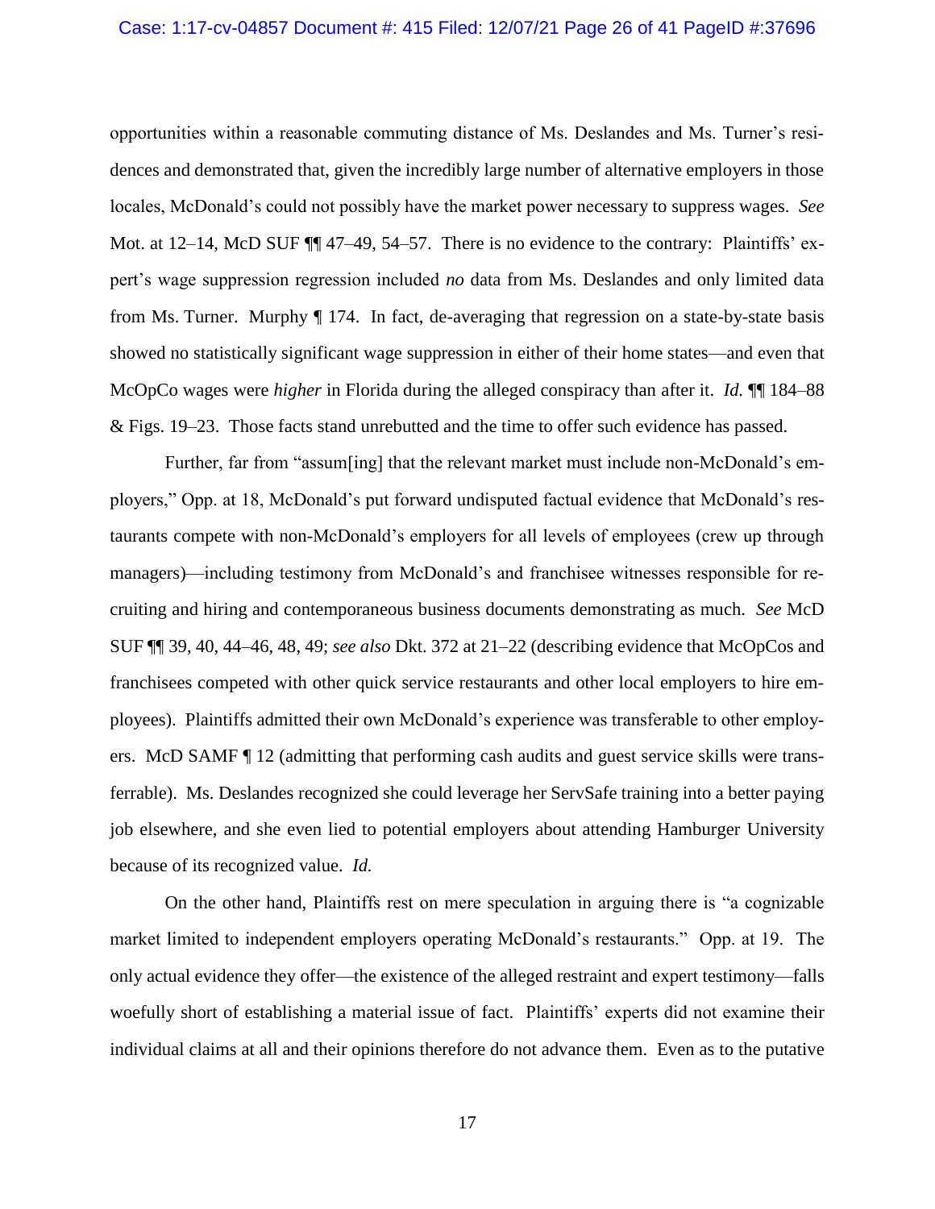opportunities within a reasonable commuting distance of Ms. Deslandes and Ms. Turner's residences and demonstrated that, given the incredibly large number of alternative employers in those locales, McDonald's could not possibly have the market power necessary to suppress wages. *See* Mot. at 12–14, McD SUF ¶¶ 47–49, 54–57. There is no evidence to the contrary: Plaintiffs' expert's wage suppression regression included *no* data from Ms. Deslandes and only limited data from Ms. Turner. Murphy ¶ 174. In fact, de-averaging that regression on a state-by-state basis showed no statistically significant wage suppression in either of their home states—and even that McOpCo wages were *higher* in Florida during the alleged conspiracy than after it. *Id.* ¶¶ 184–88 & Figs. 19–23. Those facts stand unrebutted and the time to offer such evidence has passed.

Further, far from "assum[ing] that the relevant market must include non-McDonald's employers," Opp. at 18, McDonald's put forward undisputed factual evidence that McDonald's restaurants compete with non-McDonald's employers for all levels of employees (crew up through managers)—including testimony from McDonald's and franchisee witnesses responsible for recruiting and hiring and contemporaneous business documents demonstrating as much. *See* McD SUF ¶¶ 39, 40, 44–46, 48, 49; *see also* Dkt. 372 at 21–22 (describing evidence that McOpCos and franchisees competed with other quick service restaurants and other local employers to hire employees). Plaintiffs admitted their own McDonald's experience was transferable to other employers. McD SAMF ¶ 12 (admitting that performing cash audits and guest service skills were transferrable). Ms. Deslandes recognized she could leverage her ServSafe training into a better paying job elsewhere, and she even lied to potential employers about attending Hamburger University because of its recognized value. *Id.*

On the other hand, Plaintiffs rest on mere speculation in arguing there is "a cognizable market limited to independent employers operating McDonald's restaurants." Opp. at 19. The only actual evidence they offer—the existence of the alleged restraint and expert testimony—falls woefully short of establishing a material issue of fact. Plaintiffs' experts did not examine their individual claims at all and their opinions therefore do not advance them. Even as to the putative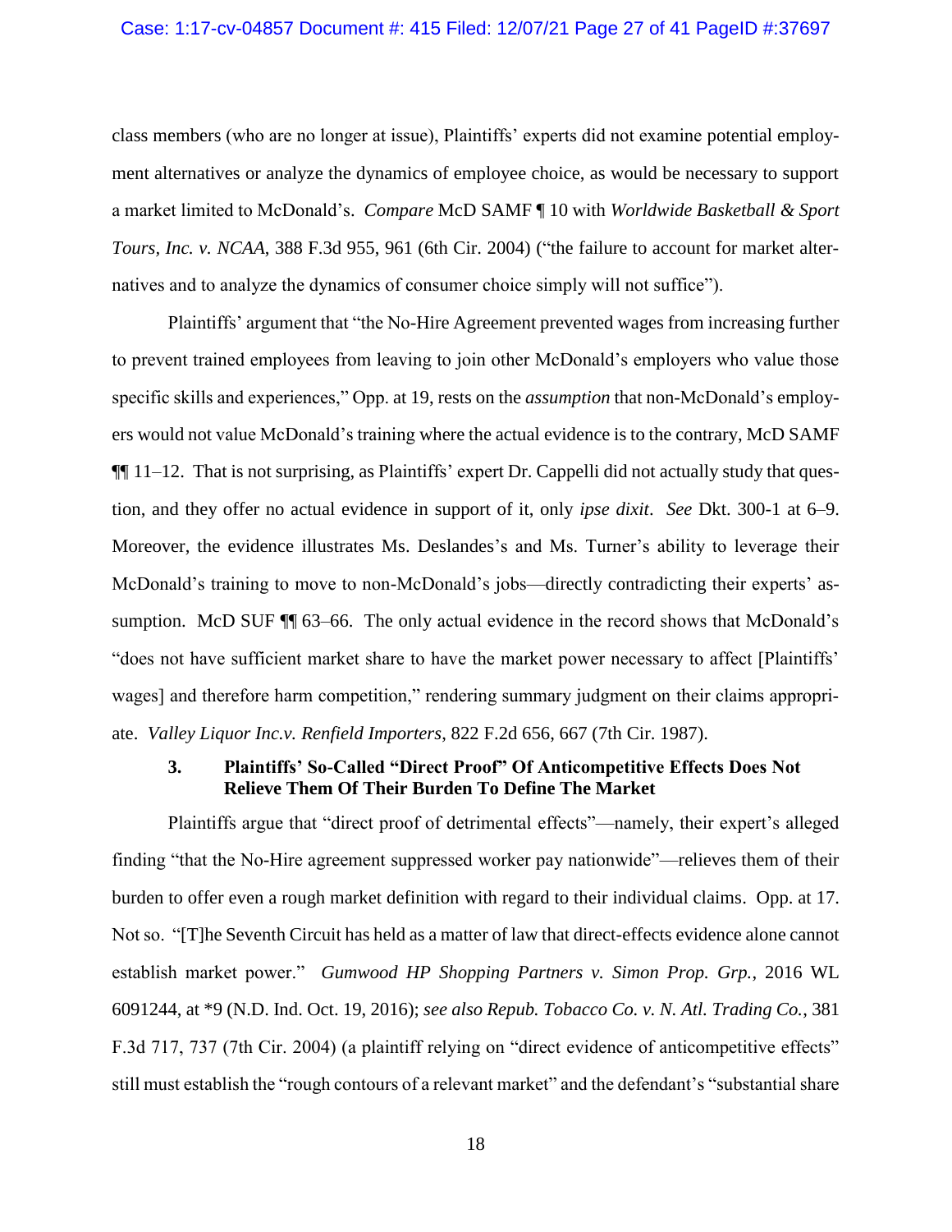class members (who are no longer at issue), Plaintiffs' experts did not examine potential employment alternatives or analyze the dynamics of employee choice, as would be necessary to support a market limited to McDonald's. *Compare* McD SAMF ¶ 10 with *Worldwide Basketball & Sport Tours, Inc. v. NCAA*, 388 F.3d 955, 961 (6th Cir. 2004) ("the failure to account for market alternatives and to analyze the dynamics of consumer choice simply will not suffice").

Plaintiffs' argument that "the No-Hire Agreement prevented wages from increasing further to prevent trained employees from leaving to join other McDonald's employers who value those specific skills and experiences," Opp. at 19, rests on the *assumption* that non-McDonald's employers would not value McDonald's training where the actual evidence is to the contrary, McD SAMF ¶¶ 11–12. That is not surprising, as Plaintiffs' expert Dr. Cappelli did not actually study that question, and they offer no actual evidence in support of it, only *ipse dixit*. *See* Dkt. 300-1 at 6–9. Moreover, the evidence illustrates Ms. Deslandes's and Ms. Turner's ability to leverage their McDonald's training to move to non-McDonald's jobs—directly contradicting their experts' assumption. McD SUF ¶¶ 63–66. The only actual evidence in the record shows that McDonald's "does not have sufficient market share to have the market power necessary to affect [Plaintiffs' wages] and therefore harm competition," rendering summary judgment on their claims appropriate. *Valley Liquor Inc.v. Renfield Importers*, 822 F.2d 656, 667 (7th Cir. 1987).

### 3. Plaintiffs' So-Called "Direct Proof" Of Anticompetitive Effects Does Not Relieve Them Of Their Burden To Define The Market

Plaintiffs argue that "direct proof of detrimental effects"—namely, their expert's alleged finding "that the No-Hire agreement suppressed worker pay nationwide"—relieves them of their burden to offer even a rough market definition with regard to their individual claims. Opp. at 17. Not so. "[T]he Seventh Circuit has held as a matter of law that direct-effects evidence alone cannot establish market power." *Gumwood HP Shopping Partners v. Simon Prop. Grp.*, 2016 WL 6091244, at *9 (N.D. Ind. Oct. 19, 2016); *see also Repub. Tobacco Co. v. N. Atl. Trading Co.*, 381 F.3d 717, 737 (7th Cir. 2004) (a plaintiff relying on "direct evidence of anticompetitive effects" still must establish the "rough contours of a relevant market" and the defendant's "substantial share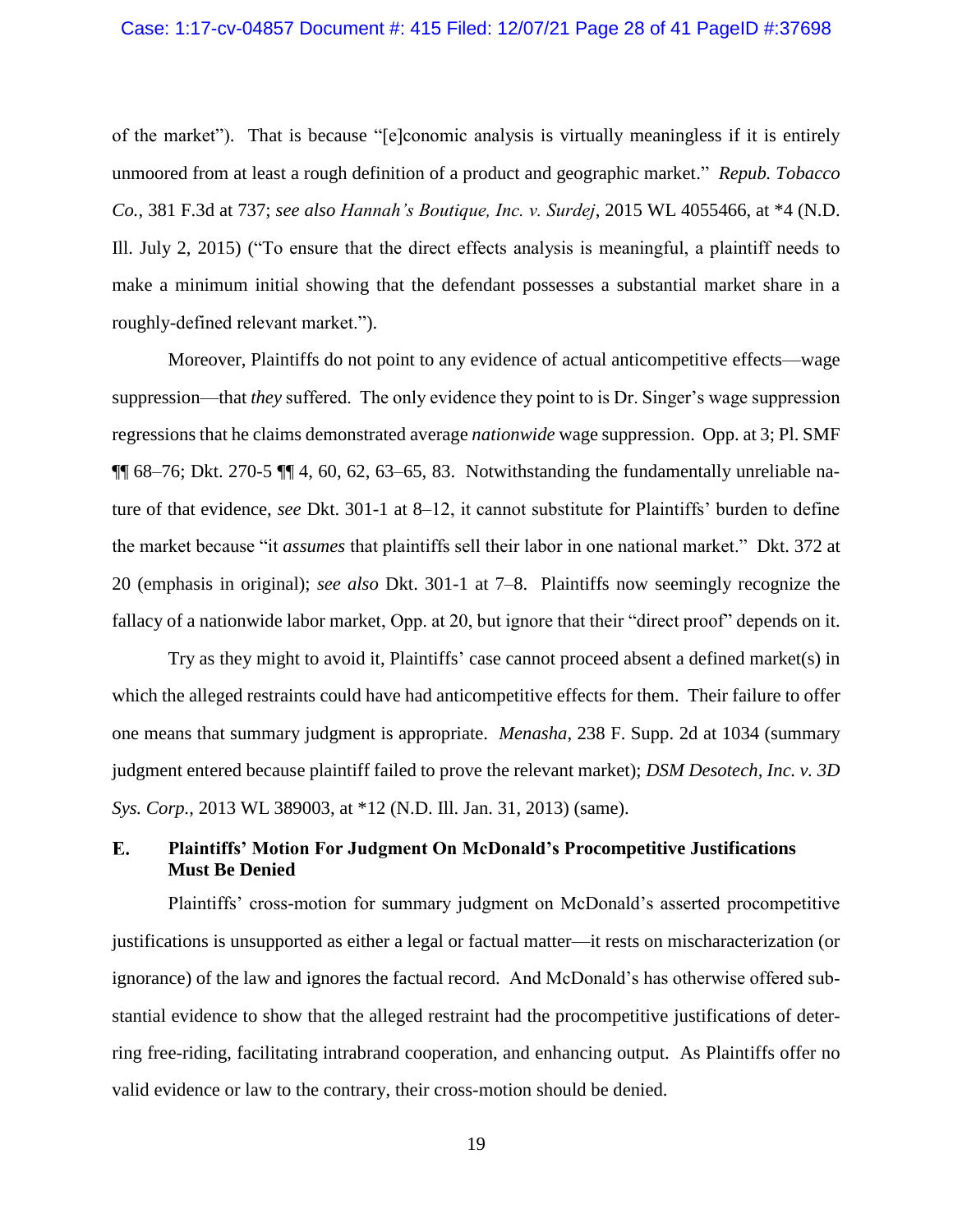of the market"). That is because "[e]conomic analysis is virtually meaningless if it is entirely unmoored from at least a rough definition of a product and geographic market." *Repub. Tobacco Co.*, 381 F.3d at 737; *see also Hannah's Boutique, Inc. v. Surdej*, 2015 WL 4055466, at *4 (N.D. Ill. July 2, 2015) ("To ensure that the direct effects analysis is meaningful, a plaintiff needs to make a minimum initial showing that the defendant possesses a substantial market share in a roughly-defined relevant market.").

Moreover, Plaintiffs do not point to any evidence of actual anticompetitive effects—wage suppression—that *they* suffered. The only evidence they point to is Dr. Singer's wage suppression regressions that he claims demonstrated average *nationwide* wage suppression. Opp. at 3; Pl. SMF ¶¶ 68–76; Dkt. 270-5 ¶¶ 4, 60, 62, 63–65, 83. Notwithstanding the fundamentally unreliable nature of that evidence, *see* Dkt. 301-1 at 8–12, it cannot substitute for Plaintiffs' burden to define the market because "it *assumes* that plaintiffs sell their labor in one national market." Dkt. 372 at 20 (emphasis in original); *see also* Dkt. 301-1 at 7–8. Plaintiffs now seemingly recognize the fallacy of a nationwide labor market, Opp. at 20, but ignore that their "direct proof" depends on it.

Try as they might to avoid it, Plaintiffs' case cannot proceed absent a defined market(s) in which the alleged restraints could have had anticompetitive effects for them. Their failure to offer one means that summary judgment is appropriate. *Menasha*, 238 F. Supp. 2d at 1034 (summary judgment entered because plaintiff failed to prove the relevant market); *DSM Desotech, Inc. v. 3D Sys. Corp.*, 2013 WL 389003, at *12 (N.D. Ill. Jan. 31, 2013) (same).

### E. Plaintiffs' Motion For Judgment On McDonald's Procompetitive Justifications Must Be Denied

Plaintiffs' cross-motion for summary judgment on McDonald's asserted procompetitive justifications is unsupported as either a legal or factual matter—it rests on mischaracterization (or ignorance) of the law and ignores the factual record. And McDonald's has otherwise offered substantial evidence to show that the alleged restraint had the procompetitive justifications of deterring free-riding, facilitating intrabrand cooperation, and enhancing output. As Plaintiffs offer no valid evidence or law to the contrary, their cross-motion should be denied.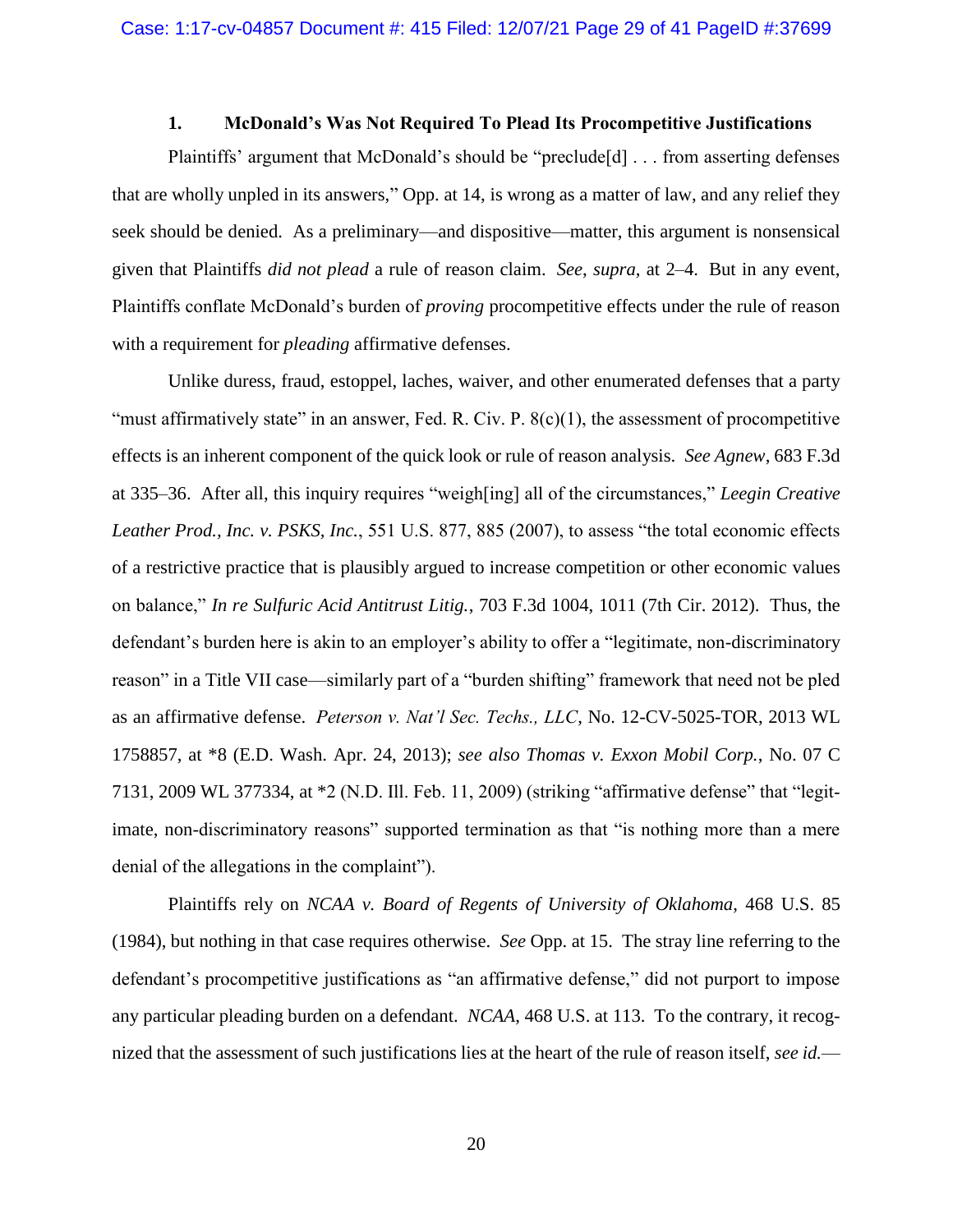### 1. McDonald's Was Not Required To Plead Its Procompetitive Justifications

Plaintiffs' argument that McDonald's should be "preclude[d] . . . from asserting defenses that are wholly unpled in its answers," Opp. at 14, is wrong as a matter of law, and any relief they seek should be denied. As a preliminary—and dispositive—matter, this argument is nonsensical given that Plaintiffs *did not plead* a rule of reason claim. *See*, *supra*, at 2–4. But in any event, Plaintiffs conflate McDonald's burden of *proving* procompetitive effects under the rule of reason with a requirement for *pleading* affirmative defenses.

Unlike duress, fraud, estoppel, laches, waiver, and other enumerated defenses that a party "must affirmatively state" in an answer, Fed. R. Civ. P. 8(c)(1), the assessment of procompetitive effects is an inherent component of the quick look or rule of reason analysis. *See Agnew*, 683 F.3d at 335–36. After all, this inquiry requires "weigh[ing] all of the circumstances," *Leegin Creative Leather Prod., Inc. v. PSKS, Inc.*, 551 U.S. 877, 885 (2007), to assess "the total economic effects of a restrictive practice that is plausibly argued to increase competition or other economic values on balance," *In re Sulfuric Acid Antitrust Litig.*, 703 F.3d 1004, 1011 (7th Cir. 2012). Thus, the defendant's burden here is akin to an employer's ability to offer a "legitimate, non-discriminatory reason" in a Title VII case—similarly part of a "burden shifting" framework that need not be pled as an affirmative defense. *Peterson v. Nat'l Sec. Techs., LLC*, No. 12-CV-5025-TOR, 2013 WL 1758857, at *8 (E.D. Wash. Apr. 24, 2013); *see also Thomas v. Exxon Mobil Corp.*, No. 07 C 7131, 2009 WL 377334, at *2 (N.D. Ill. Feb. 11, 2009) (striking "affirmative defense" that "legitimate, non-discriminatory reasons" supported termination as that "is nothing more than a mere denial of the allegations in the complaint").

Plaintiffs rely on *NCAA v. Board of Regents of University of Oklahoma*, 468 U.S. 85 (1984), but nothing in that case requires otherwise. *See* Opp. at 15. The stray line referring to the defendant's procompetitive justifications as "an affirmative defense," did not purport to impose any particular pleading burden on a defendant. *NCAA*, 468 U.S. at 113. To the contrary, it recognized that the assessment of such justifications lies at the heart of the rule of reason itself, *see id.*—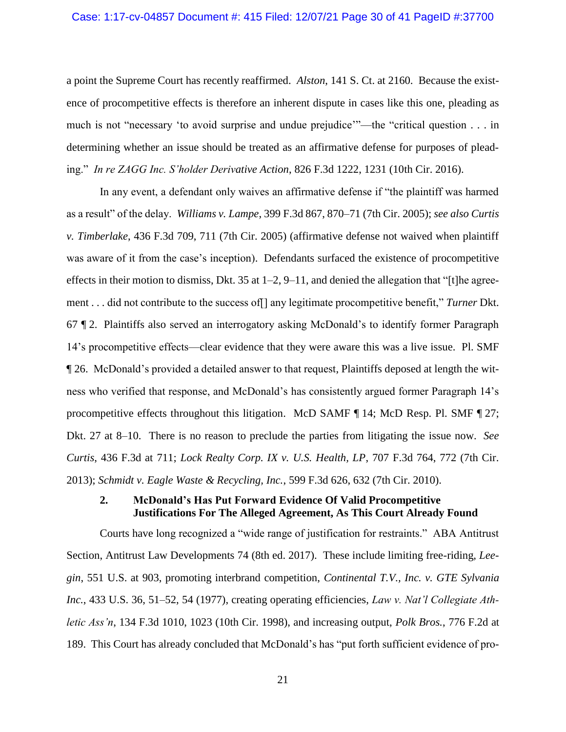a point the Supreme Court has recently reaffirmed. *Alston*, 141 S. Ct. at 2160. Because the existence of procompetitive effects is therefore an inherent dispute in cases like this one, pleading as much is not "necessary 'to avoid surprise and undue prejudice'"—the "critical question . . . in determining whether an issue should be treated as an affirmative defense for purposes of pleading." *In re ZAGG Inc. S'holder Derivative Action*, 826 F.3d 1222, 1231 (10th Cir. 2016).

In any event, a defendant only waives an affirmative defense if "the plaintiff was harmed as a result" of the delay. *Williams v. Lampe*, 399 F.3d 867, 870–71 (7th Cir. 2005); *see also Curtis v. Timberlake*, 436 F.3d 709, 711 (7th Cir. 2005) (affirmative defense not waived when plaintiff was aware of it from the case's inception). Defendants surfaced the existence of procompetitive effects in their motion to dismiss, Dkt. 35 at 1–2, 9–11, and denied the allegation that "[t]he agreement . . . did not contribute to the success of[] any legitimate procompetitive benefit," *Turner* Dkt. 67 ¶ 2. Plaintiffs also served an interrogatory asking McDonald's to identify former Paragraph 14's procompetitive effects—clear evidence that they were aware this was a live issue. Pl. SMF ¶ 26. McDonald's provided a detailed answer to that request, Plaintiffs deposed at length the witness who verified that response, and McDonald's has consistently argued former Paragraph 14's procompetitive effects throughout this litigation. McD SAMF ¶ 14; McD Resp. Pl. SMF ¶ 27; Dkt. 27 at 8–10. There is no reason to preclude the parties from litigating the issue now. *See Curtis*, 436 F.3d at 711; *Lock Realty Corp. IX v. U.S. Health, LP*, 707 F.3d 764, 772 (7th Cir. 2013); *Schmidt v. Eagle Waste & Recycling, Inc.*, 599 F.3d 626, 632 (7th Cir. 2010).

### 2. McDonald's Has Put Forward Evidence Of Valid Procompetitive Justifications For The Alleged Agreement, As This Court Already Found

Courts have long recognized a "wide range of justification for restraints." ABA Antitrust Section, Antitrust Law Developments 74 (8th ed. 2017). These include limiting free-riding, *Leegin*, 551 U.S. at 903, promoting interbrand competition, *Continental T.V., Inc. v. GTE Sylvania Inc.*, 433 U.S. 36, 51–52, 54 (1977), creating operating efficiencies, *Law v. Nat'l Collegiate Athletic Ass'n*, 134 F.3d 1010, 1023 (10th Cir. 1998), and increasing output, *Polk Bros.*, 776 F.2d at 189. This Court has already concluded that McDonald's has "put forth sufficient evidence of pro-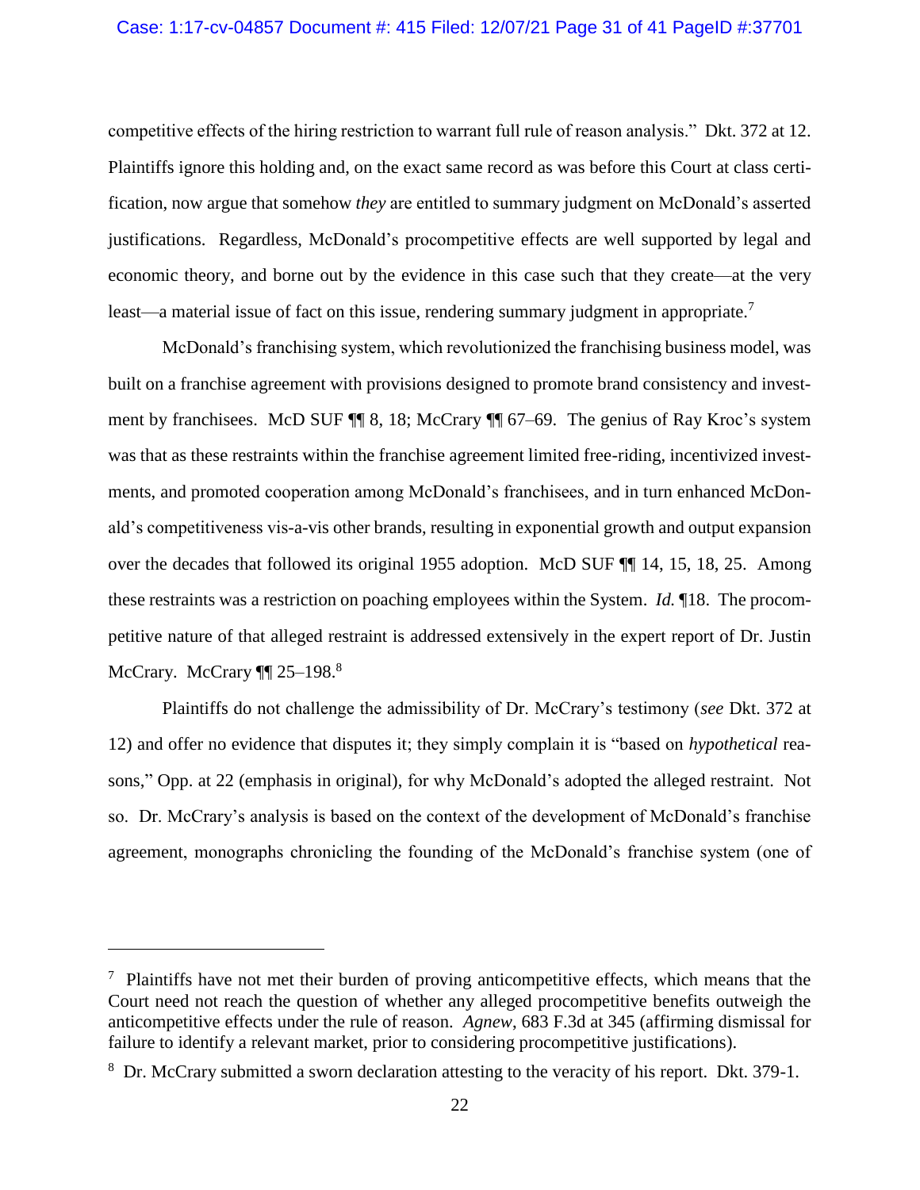competitive effects of the hiring restriction to warrant full rule of reason analysis." Dkt. 372 at 12. Plaintiffs ignore this holding and, on the exact same record as was before this Court at class certification, now argue that somehow *they* are entitled to summary judgment on McDonald's asserted justifications. Regardless, McDonald's procompetitive effects are well supported by legal and economic theory, and borne out by the evidence in this case such that they create—at the very least—a material issue of fact on this issue, rendering summary judgment in appropriate.[7]

McDonald's franchising system, which revolutionized the franchising business model, was built on a franchise agreement with provisions designed to promote brand consistency and investment by franchisees. McD SUF ¶¶ 8, 18; McCrary ¶¶ 67–69. The genius of Ray Kroc's system was that as these restraints within the franchise agreement limited free-riding, incentivized investments, and promoted cooperation among McDonald's franchisees, and in turn enhanced McDonald's competitiveness vis-a-vis other brands, resulting in exponential growth and output expansion over the decades that followed its original 1955 adoption. McD SUF ¶¶ 14, 15, 18, 25. Among these restraints was a restriction on poaching employees within the System. *Id.* ¶18. The procompetitive nature of that alleged restraint is addressed extensively in the expert report of Dr. Justin McCrary. McCrary ¶¶ 25–198.[8]

Plaintiffs do not challenge the admissibility of Dr. McCrary's testimony (*see* Dkt. 372 at 12) and offer no evidence that disputes it; they simply complain it is "based on *hypothetical* reasons," Opp. at 22 (emphasis in original), for why McDonald's adopted the alleged restraint. Not so. Dr. McCrary's analysis is based on the context of the development of McDonald's franchise agreement, monographs chronicling the founding of the McDonald's franchise system (one of

---

[7] Plaintiffs have not met their burden of proving anticompetitive effects, which means that the Court need not reach the question of whether any alleged procompetitive benefits outweigh the anticompetitive effects under the rule of reason. *Agnew*, 683 F.3d at 345 (affirming dismissal for failure to identify a relevant market, prior to considering procompetitive justifications).

[8] Dr. McCrary submitted a sworn declaration attesting to the veracity of his report. Dkt. 379-1.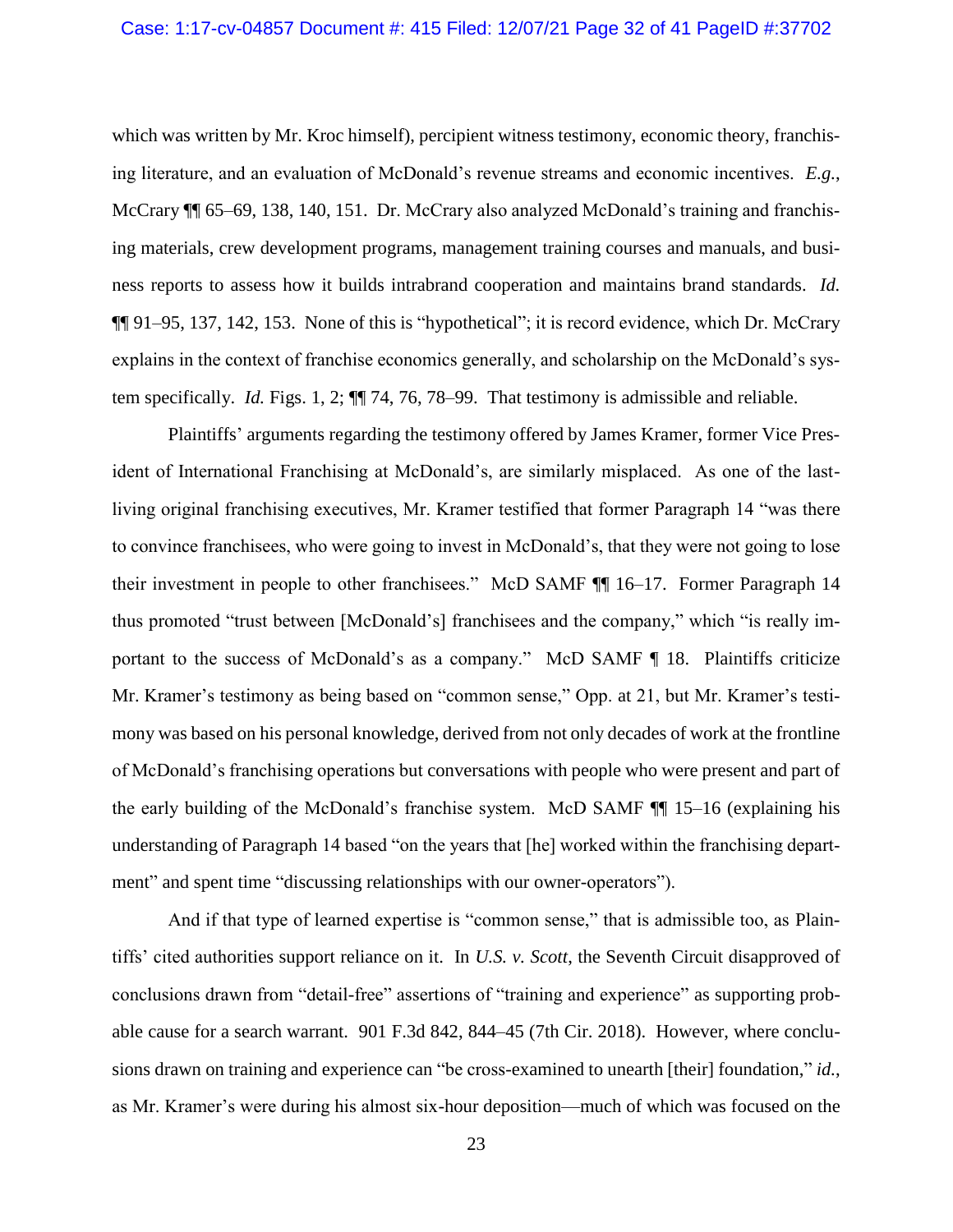which was written by Mr. Kroc himself), percipient witness testimony, economic theory, franchising literature, and an evaluation of McDonald's revenue streams and economic incentives. *E.g.*, McCrary ¶¶ 65–69, 138, 140, 151. Dr. McCrary also analyzed McDonald's training and franchising materials, crew development programs, management training courses and manuals, and business reports to assess how it builds intrabrand cooperation and maintains brand standards. *Id.* ¶¶ 91–95, 137, 142, 153. None of this is "hypothetical"; it is record evidence, which Dr. McCrary explains in the context of franchise economics generally, and scholarship on the McDonald's system specifically. *Id.* Figs. 1, 2; ¶¶ 74, 76, 78–99. That testimony is admissible and reliable.

Plaintiffs' arguments regarding the testimony offered by James Kramer, former Vice President of International Franchising at McDonald's, are similarly misplaced. As one of the last-living original franchising executives, Mr. Kramer testified that former Paragraph 14 "was there to convince franchisees, who were going to invest in McDonald's, that they were not going to lose their investment in people to other franchisees." McD SAMF ¶¶ 16–17. Former Paragraph 14 thus promoted "trust between [McDonald's] franchisees and the company," which "is really important to the success of McDonald's as a company." McD SAMF ¶ 18. Plaintiffs criticize Mr. Kramer's testimony as being based on "common sense," Opp. at 21, but Mr. Kramer's testimony was based on his personal knowledge, derived from not only decades of work at the frontline of McDonald's franchising operations but conversations with people who were present and part of the early building of the McDonald's franchise system. McD SAMF ¶¶ 15–16 (explaining his understanding of Paragraph 14 based "on the years that [he] worked within the franchising department" and spent time "discussing relationships with our owner-operators").

And if that type of learned expertise is "common sense," that is admissible too, as Plaintiffs' cited authorities support reliance on it. In *U.S. v. Scott*, the Seventh Circuit disapproved of conclusions drawn from "detail-free" assertions of "training and experience" as supporting probable cause for a search warrant. 901 F.3d 842, 844–45 (7th Cir. 2018). However, where conclusions drawn on training and experience can "be cross-examined to unearth [their] foundation," *id.*, as Mr. Kramer's were during his almost six-hour deposition—much of which was focused on the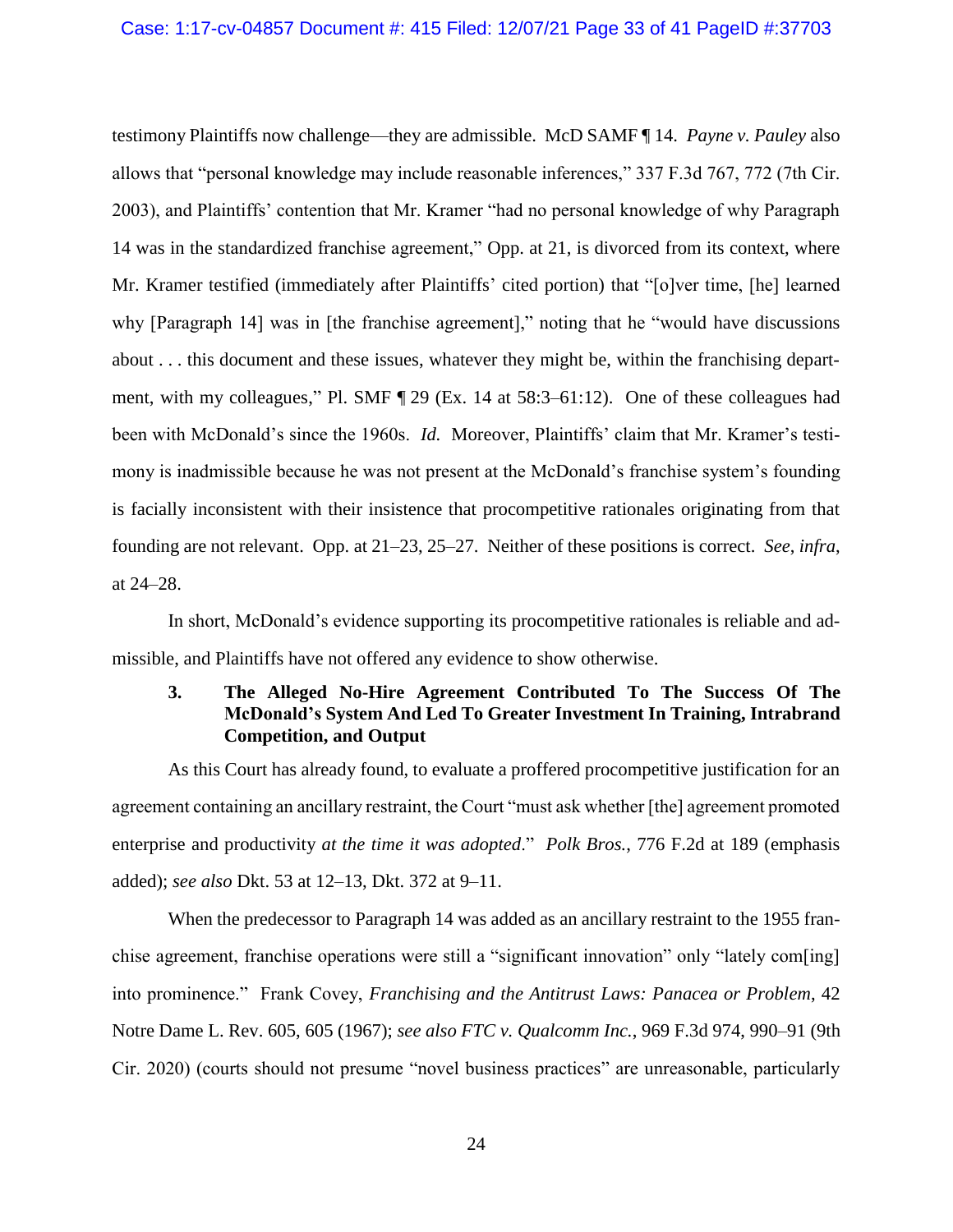testimony Plaintiffs now challenge—they are admissible. McD SAMF ¶ 14. *Payne v. Pauley* also allows that "personal knowledge may include reasonable inferences," 337 F.3d 767, 772 (7th Cir. 2003), and Plaintiffs' contention that Mr. Kramer "had no personal knowledge of why Paragraph 14 was in the standardized franchise agreement," Opp. at 21, is divorced from its context, where Mr. Kramer testified (immediately after Plaintiffs' cited portion) that "[o]ver time, [he] learned why [Paragraph 14] was in [the franchise agreement]," noting that he "would have discussions about . . . this document and these issues, whatever they might be, within the franchising department, with my colleagues," Pl. SMF ¶ 29 (Ex. 14 at 58:3–61:12). One of these colleagues had been with McDonald's since the 1960s. *Id.* Moreover, Plaintiffs' claim that Mr. Kramer's testimony is inadmissible because he was not present at the McDonald's franchise system's founding is facially inconsistent with their insistence that procompetitive rationales originating from that founding are not relevant. Opp. at 21–23, 25–27. Neither of these positions is correct. *See*, *infra*, at 24–28.

In short, McDonald's evidence supporting its procompetitive rationales is reliable and admissible, and Plaintiffs have not offered any evidence to show otherwise.

### 3. The Alleged No-Hire Agreement Contributed To The Success Of The McDonald's System And Led To Greater Investment In Training, Intrabrand Competition, and Output

As this Court has already found, to evaluate a proffered procompetitive justification for an agreement containing an ancillary restraint, the Court "must ask whether [the] agreement promoted enterprise and productivity *at the time it was adopted*." *Polk Bros.*, 776 F.2d at 189 (emphasis added); *see also* Dkt. 53 at 12–13, Dkt. 372 at 9–11.

When the predecessor to Paragraph 14 was added as an ancillary restraint to the 1955 franchise agreement, franchise operations were still a "significant innovation" only "lately com[ing] into prominence." Frank Covey, *Franchising and the Antitrust Laws: Panacea or Problem*, 42 Notre Dame L. Rev. 605, 605 (1967); *see also FTC v. Qualcomm Inc.*, 969 F.3d 974, 990–91 (9th Cir. 2020) (courts should not presume "novel business practices" are unreasonable, particularly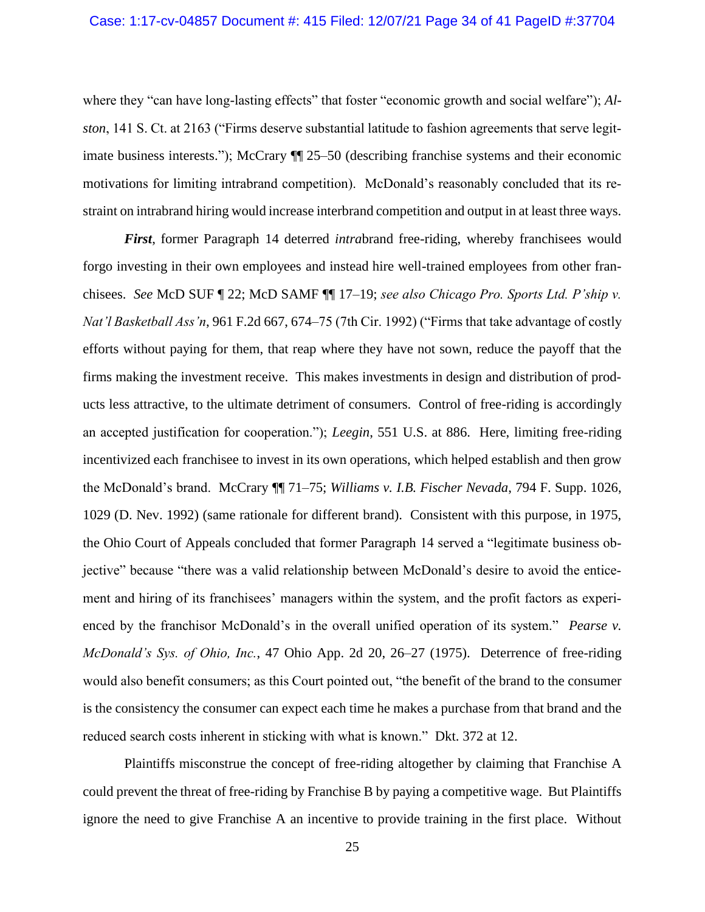where they "can have long-lasting effects" that foster "economic growth and social welfare"); *Alston*, 141 S. Ct. at 2163 ("Firms deserve substantial latitude to fashion agreements that serve legitimate business interests."); McCrary ¶¶ 25–50 (describing franchise systems and their economic motivations for limiting intrabrand competition). McDonald's reasonably concluded that its restraint on intrabrand hiring would increase interbrand competition and output in at least three ways.

***First***, former Paragraph 14 deterred *intra*brand free-riding, whereby franchisees would forgo investing in their own employees and instead hire well-trained employees from other franchisees. *See* McD SUF ¶ 22; McD SAMF ¶¶ 17–19; *see also Chicago Pro. Sports Ltd. P'ship v. Nat'l Basketball Ass'n*, 961 F.2d 667, 674–75 (7th Cir. 1992) ("Firms that take advantage of costly efforts without paying for them, that reap where they have not sown, reduce the payoff that the firms making the investment receive. This makes investments in design and distribution of products less attractive, to the ultimate detriment of consumers. Control of free-riding is accordingly an accepted justification for cooperation."); *Leegin*, 551 U.S. at 886. Here, limiting free-riding incentivized each franchisee to invest in its own operations, which helped establish and then grow the McDonald's brand. McCrary ¶¶ 71–75; *Williams v. I.B. Fischer Nevada*, 794 F. Supp. 1026, 1029 (D. Nev. 1992) (same rationale for different brand). Consistent with this purpose, in 1975, the Ohio Court of Appeals concluded that former Paragraph 14 served a "legitimate business objective" because "there was a valid relationship between McDonald's desire to avoid the enticement and hiring of its franchisees' managers within the system, and the profit factors as experienced by the franchisor McDonald's in the overall unified operation of its system." *Pearse v. McDonald's Sys. of Ohio, Inc.*, 47 Ohio App. 2d 20, 26–27 (1975). Deterrence of free-riding would also benefit consumers; as this Court pointed out, "the benefit of the brand to the consumer is the consistency the consumer can expect each time he makes a purchase from that brand and the reduced search costs inherent in sticking with what is known." Dkt. 372 at 12.

Plaintiffs misconstrue the concept of free-riding altogether by claiming that Franchise A could prevent the threat of free-riding by Franchise B by paying a competitive wage. But Plaintiffs ignore the need to give Franchise A an incentive to provide training in the first place. Without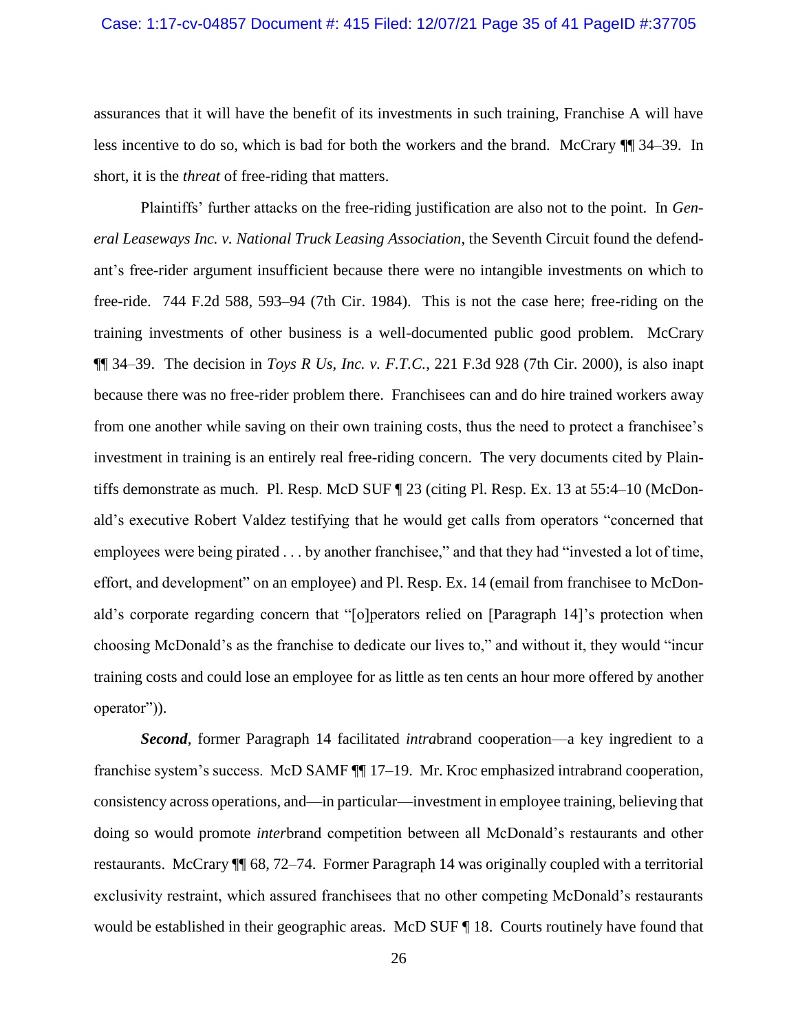assurances that it will have the benefit of its investments in such training, Franchise A will have less incentive to do so, which is bad for both the workers and the brand. McCrary ¶¶ 34–39. In short, it is the *threat* of free-riding that matters.

Plaintiffs' further attacks on the free-riding justification are also not to the point. In *General Leaseways Inc. v. National Truck Leasing Association*, the Seventh Circuit found the defendant's free-rider argument insufficient because there were no intangible investments on which to free-ride. 744 F.2d 588, 593–94 (7th Cir. 1984). This is not the case here; free-riding on the training investments of other business is a well-documented public good problem. McCrary ¶¶ 34–39. The decision in *Toys R Us, Inc. v. F.T.C.*, 221 F.3d 928 (7th Cir. 2000), is also inapt because there was no free-rider problem there. Franchisees can and do hire trained workers away from one another while saving on their own training costs, thus the need to protect a franchisee's investment in training is an entirely real free-riding concern. The very documents cited by Plaintiffs demonstrate as much. Pl. Resp. McD SUF ¶ 23 (citing Pl. Resp. Ex. 13 at 55:4–10 (McDonald's executive Robert Valdez testifying that he would get calls from operators "concerned that employees were being pirated . . . by another franchisee," and that they had "invested a lot of time, effort, and development" on an employee) and Pl. Resp. Ex. 14 (email from franchisee to McDonald's corporate regarding concern that "[o]perators relied on [Paragraph 14]'s protection when choosing McDonald's as the franchise to dedicate our lives to," and without it, they would "incur training costs and could lose an employee for as little as ten cents an hour more offered by another operator")).

***Second***, former Paragraph 14 facilitated *intra*brand cooperation—a key ingredient to a franchise system's success. McD SAMF ¶¶ 17–19. Mr. Kroc emphasized intrabrand cooperation, consistency across operations, and—in particular—investment in employee training, believing that doing so would promote *inter*brand competition between all McDonald's restaurants and other restaurants. McCrary ¶¶ 68, 72–74. Former Paragraph 14 was originally coupled with a territorial exclusivity restraint, which assured franchisees that no other competing McDonald's restaurants would be established in their geographic areas. McD SUF ¶ 18. Courts routinely have found that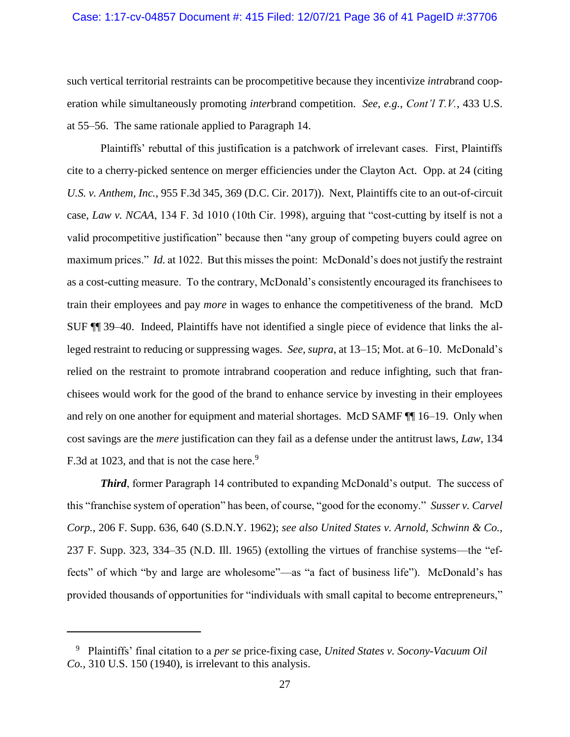such vertical territorial restraints can be procompetitive because they incentivize *intra*brand cooperation while simultaneously promoting *inter*brand competition. *See*, *e.g.*, *Cont'l T.V.*, 433 U.S. at 55–56. The same rationale applied to Paragraph 14.

Plaintiffs' rebuttal of this justification is a patchwork of irrelevant cases. First, Plaintiffs cite to a cherry-picked sentence on merger efficiencies under the Clayton Act. Opp. at 24 (citing *U.S. v. Anthem, Inc.*, 955 F.3d 345, 369 (D.C. Cir. 2017)). Next, Plaintiffs cite to an out-of-circuit case, *Law v. NCAA*, 134 F. 3d 1010 (10th Cir. 1998), arguing that "cost-cutting by itself is not a valid procompetitive justification" because then "any group of competing buyers could agree on maximum prices." *Id.* at 1022. But this misses the point: McDonald's does not justify the restraint as a cost-cutting measure. To the contrary, McDonald's consistently encouraged its franchisees to train their employees and pay *more* in wages to enhance the competitiveness of the brand. McD SUF ¶¶ 39–40. Indeed, Plaintiffs have not identified a single piece of evidence that links the alleged restraint to reducing or suppressing wages. *See*, *supra*, at 13–15; Mot. at 6–10. McDonald's relied on the restraint to promote intrabrand cooperation and reduce infighting, such that franchisees would work for the good of the brand to enhance service by investing in their employees and rely on one another for equipment and material shortages. McD SAMF ¶¶ 16–19. Only when cost savings are the *mere* justification can they fail as a defense under the antitrust laws, *Law*, 134 F.3d at 1023, and that is not the case here.[9]

***Third***, former Paragraph 14 contributed to expanding McDonald's output. The success of this "franchise system of operation" has been, of course, "good for the economy." *Susser v. Carvel Corp.*, 206 F. Supp. 636, 640 (S.D.N.Y. 1962); *see also United States v. Arnold, Schwinn & Co.*, 237 F. Supp. 323, 334–35 (N.D. Ill. 1965) (extolling the virtues of franchise systems—the "effects" of which "by and large are wholesome"—as "a fact of business life"). McDonald's has provided thousands of opportunities for "individuals with small capital to become entrepreneurs,"

---

[9] Plaintiffs' final citation to a *per se* price-fixing case, *United States v. Socony-Vacuum Oil Co.*, 310 U.S. 150 (1940), is irrelevant to this analysis.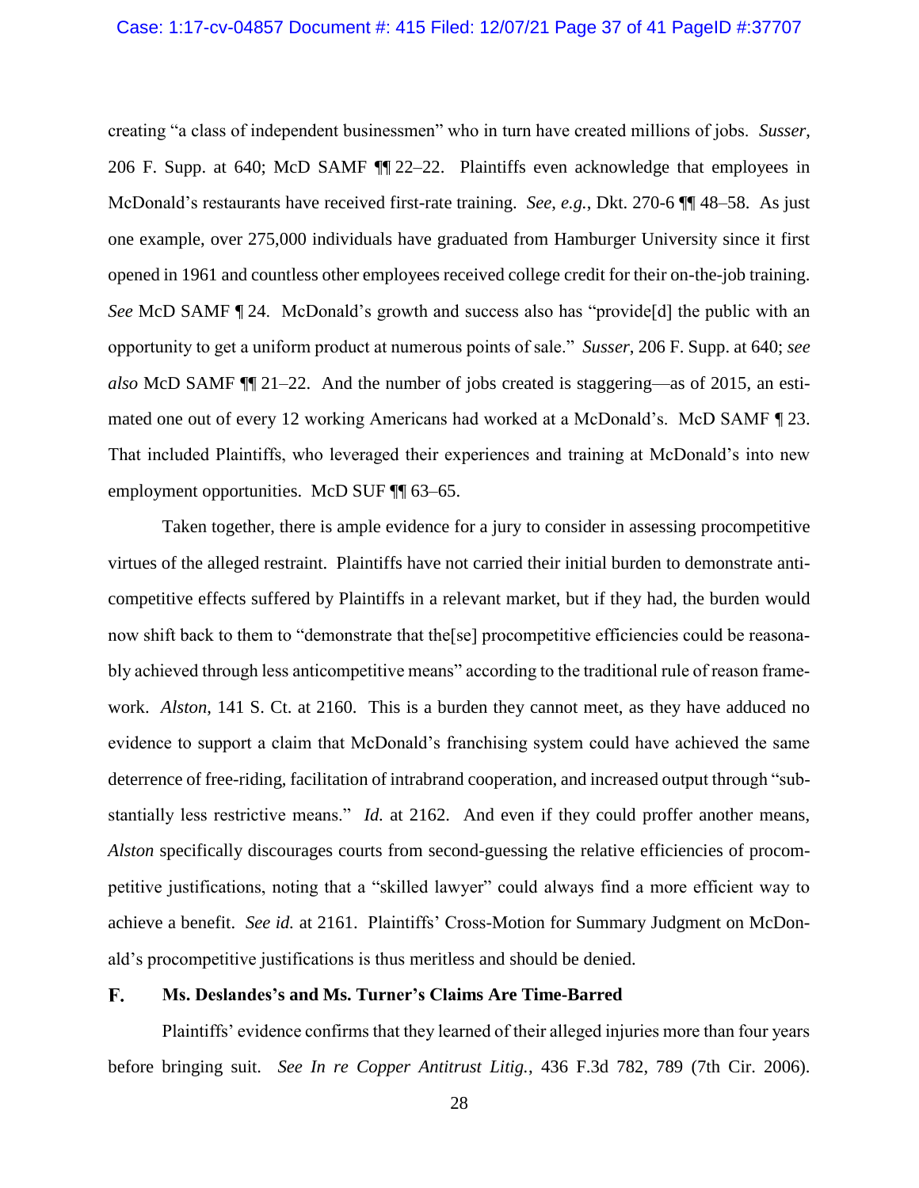creating "a class of independent businessmen" who in turn have created millions of jobs. *Susser*, 206 F. Supp. at 640; McD SAMF ¶¶ 22–22. Plaintiffs even acknowledge that employees in McDonald's restaurants have received first-rate training. *See, e.g.*, Dkt. 270-6 ¶¶ 48–58. As just one example, over 275,000 individuals have graduated from Hamburger University since it first opened in 1961 and countless other employees received college credit for their on-the-job training. *See* McD SAMF ¶ 24. McDonald's growth and success also has "provide[d] the public with an opportunity to get a uniform product at numerous points of sale." *Susser*, 206 F. Supp. at 640; *see also* McD SAMF ¶¶ 21–22. And the number of jobs created is staggering—as of 2015, an estimated one out of every 12 working Americans had worked at a McDonald's. McD SAMF ¶ 23. That included Plaintiffs, who leveraged their experiences and training at McDonald's into new employment opportunities. McD SUF ¶¶ 63–65.

Taken together, there is ample evidence for a jury to consider in assessing procompetitive virtues of the alleged restraint. Plaintiffs have not carried their initial burden to demonstrate anticompetitive effects suffered by Plaintiffs in a relevant market, but if they had, the burden would now shift back to them to "demonstrate that the[se] procompetitive efficiencies could be reasonably achieved through less anticompetitive means" according to the traditional rule of reason framework. *Alston*, 141 S. Ct. at 2160. This is a burden they cannot meet, as they have adduced no evidence to support a claim that McDonald's franchising system could have achieved the same deterrence of free-riding, facilitation of intrabrand cooperation, and increased output through "substantially less restrictive means." *Id.* at 2162. And even if they could proffer another means, *Alston* specifically discourages courts from second-guessing the relative efficiencies of procompetitive justifications, noting that a "skilled lawyer" could always find a more efficient way to achieve a benefit. *See id.* at 2161. Plaintiffs' Cross-Motion for Summary Judgment on McDonald's procompetitive justifications is thus meritless and should be denied.

### F. Ms. Deslandes's and Ms. Turner's Claims Are Time-Barred

Plaintiffs' evidence confirms that they learned of their alleged injuries more than four years before bringing suit. *See In re Copper Antitrust Litig.*, 436 F.3d 782, 789 (7th Cir. 2006).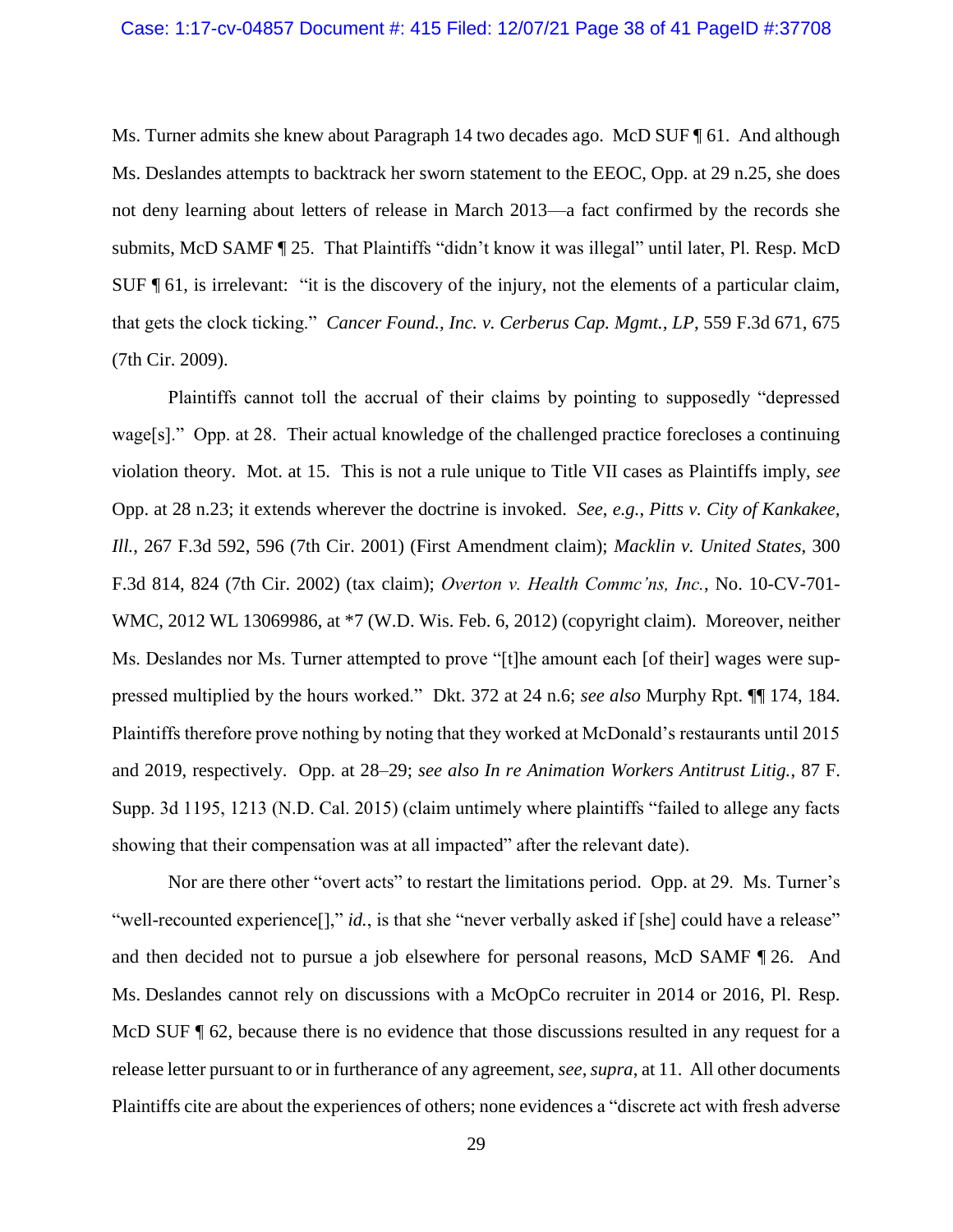Ms. Turner admits she knew about Paragraph 14 two decades ago. McD SUF ¶ 61. And although Ms. Deslandes attempts to backtrack her sworn statement to the EEOC, Opp. at 29 n.25, she does not deny learning about letters of release in March 2013—a fact confirmed by the records she submits, McD SAMF ¶ 25. That Plaintiffs "didn't know it was illegal" until later, Pl. Resp. McD SUF ¶ 61, is irrelevant: "it is the discovery of the injury, not the elements of a particular claim, that gets the clock ticking." *Cancer Found., Inc. v. Cerberus Cap. Mgmt., LP*, 559 F.3d 671, 675 (7th Cir. 2009).

Plaintiffs cannot toll the accrual of their claims by pointing to supposedly "depressed wage[s]." Opp. at 28. Their actual knowledge of the challenged practice forecloses a continuing violation theory. Mot. at 15. This is not a rule unique to Title VII cases as Plaintiffs imply, *see* Opp. at 28 n.23; it extends wherever the doctrine is invoked. *See*, *e.g.*, *Pitts v. City of Kankakee, Ill.*, 267 F.3d 592, 596 (7th Cir. 2001) (First Amendment claim); *Macklin v. United States*, 300 F.3d 814, 824 (7th Cir. 2002) (tax claim); *Overton v. Health Commc'ns, Inc.*, No. 10-CV-701-WMC, 2012 WL 13069986, at *7 (W.D. Wis. Feb. 6, 2012) (copyright claim). Moreover, neither Ms. Deslandes nor Ms. Turner attempted to prove "[t]he amount each [of their] wages were suppressed multiplied by the hours worked." Dkt. 372 at 24 n.6; *see also* Murphy Rpt. ¶¶ 174, 184. Plaintiffs therefore prove nothing by noting that they worked at McDonald's restaurants until 2015 and 2019, respectively. Opp. at 28–29; *see also In re Animation Workers Antitrust Litig.*, 87 F. Supp. 3d 1195, 1213 (N.D. Cal. 2015) (claim untimely where plaintiffs "failed to allege any facts showing that their compensation was at all impacted" after the relevant date).

Nor are there other "overt acts" to restart the limitations period. Opp. at 29. Ms. Turner's "well-recounted experience[]," *id.*, is that she "never verbally asked if [she] could have a release" and then decided not to pursue a job elsewhere for personal reasons, McD SAMF ¶ 26. And Ms. Deslandes cannot rely on discussions with a McOpCo recruiter in 2014 or 2016, Pl. Resp. McD SUF ¶ 62, because there is no evidence that those discussions resulted in any request for a release letter pursuant to or in furtherance of any agreement, *see*, *supra*, at 11. All other documents Plaintiffs cite are about the experiences of others; none evidences a "discrete act with fresh adverse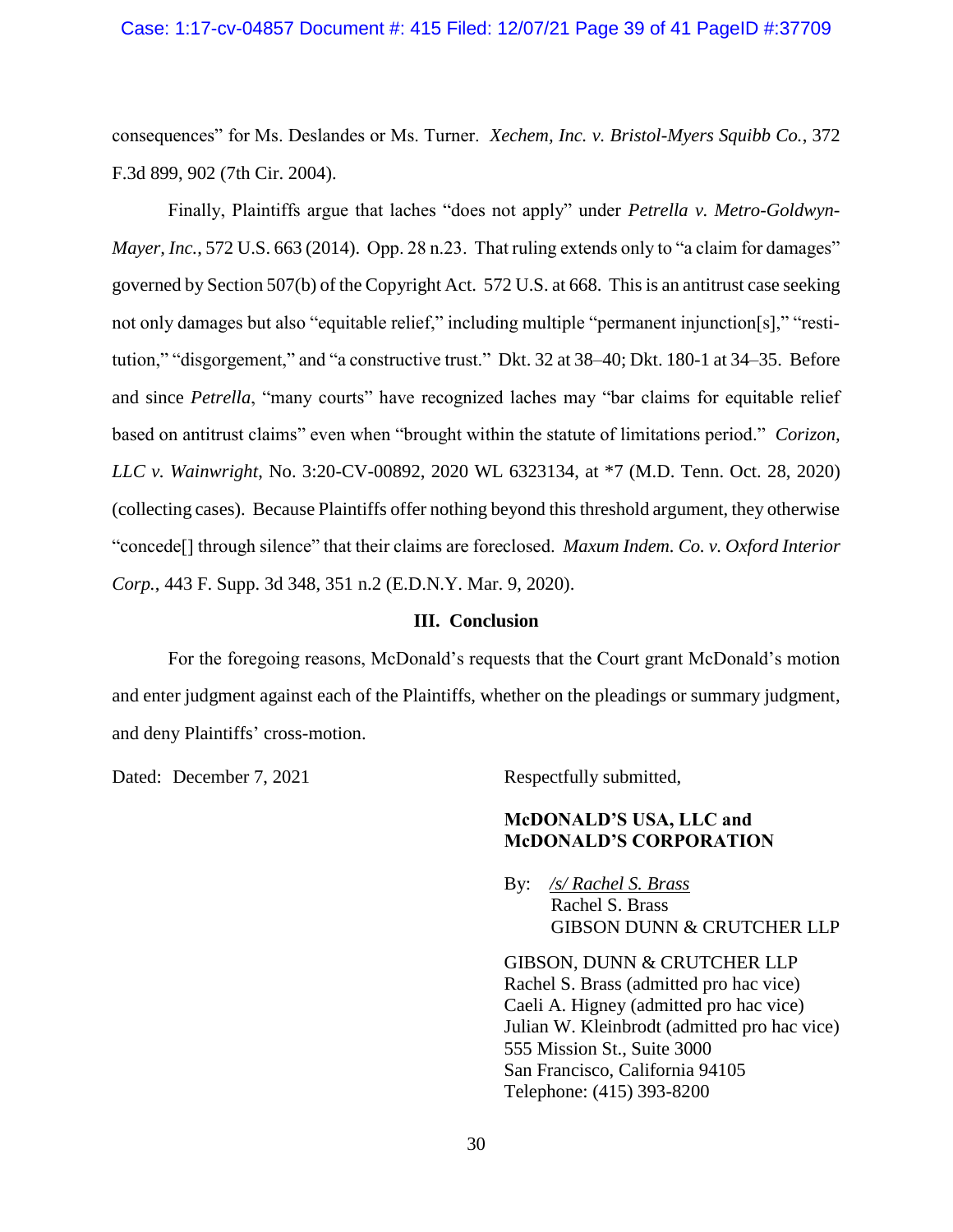consequences" for Ms. Deslandes or Ms. Turner. *Xechem, Inc. v. Bristol-Myers Squibb Co.*, 372 F.3d 899, 902 (7th Cir. 2004).

Finally, Plaintiffs argue that laches "does not apply" under *Petrella v. Metro-Goldwyn-Mayer, Inc.*, 572 U.S. 663 (2014). Opp. 28 n.23. That ruling extends only to "a claim for damages" governed by Section 507(b) of the Copyright Act. 572 U.S. at 668. This is an antitrust case seeking not only damages but also "equitable relief," including multiple "permanent injunction[s]," "restitution," "disgorgement," and "a constructive trust." Dkt. 32 at 38–40; Dkt. 180-1 at 34–35. Before and since *Petrella*, "many courts" have recognized laches may "bar claims for equitable relief based on antitrust claims" even when "brought within the statute of limitations period." *Corizon, LLC v. Wainwright*, No. 3:20-CV-00892, 2020 WL 6323134, at *7 (M.D. Tenn. Oct. 28, 2020) (collecting cases). Because Plaintiffs offer nothing beyond this threshold argument, they otherwise "concede[] through silence" that their claims are foreclosed. *Maxum Indem. Co. v. Oxford Interior Corp.*, 443 F. Supp. 3d 348, 351 n.2 (E.D.N.Y. Mar. 9, 2020).

## III. Conclusion

For the foregoing reasons, McDonald's requests that the Court grant McDonald's motion and enter judgment against each of the Plaintiffs, whether on the pleadings or summary judgment, and deny Plaintiffs' cross-motion.

Dated: December 7, 2021

Respectfully submitted,

**McDONALD'S USA, LLC and McDONALD'S CORPORATION**

By: */s/ Rachel S. Brass*
Rachel S. Brass
GIBSON DUNN & CRUTCHER LLP

GIBSON, DUNN & CRUTCHER LLP
Rachel S. Brass (admitted pro hac vice)
Caeli A. Higney (admitted pro hac vice)
Julian W. Kleinbrodt (admitted pro hac vice)
555 Mission St., Suite 3000
San Francisco, California 94105
Telephone: (415) 393-8200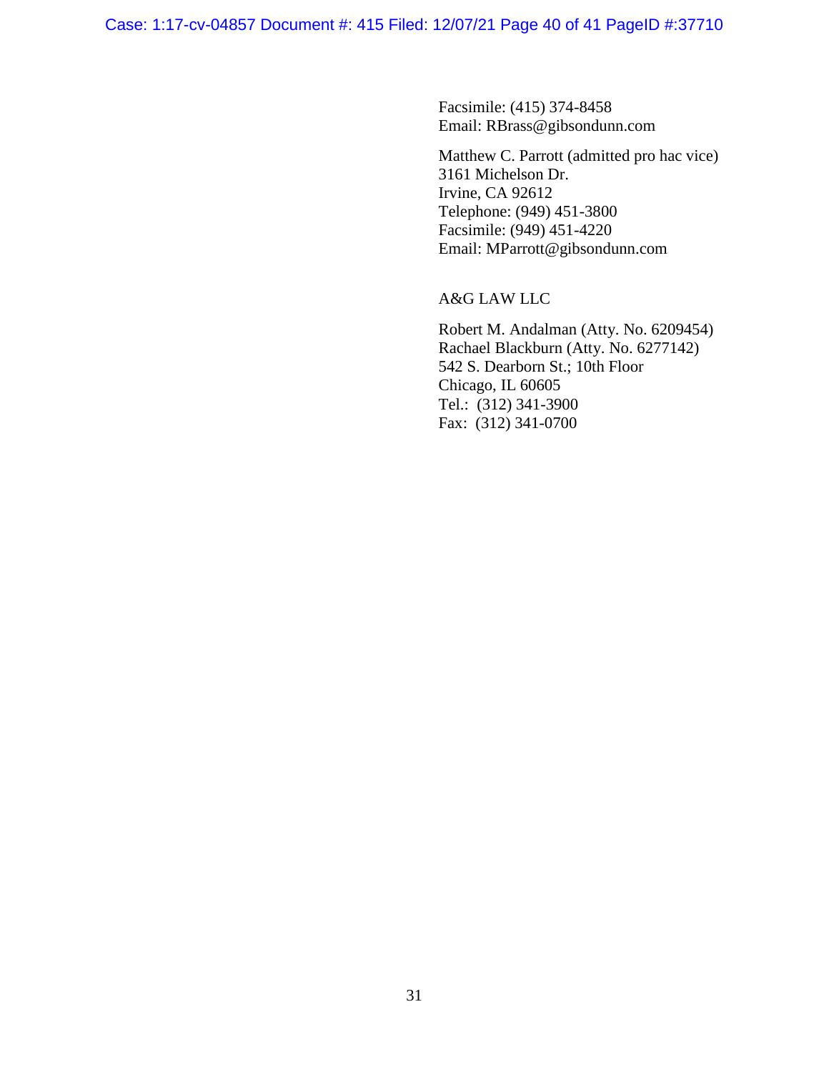Facsimile: (415) 374-8458
Email: RBrass@gibsondunn.com

Matthew C. Parrott (admitted pro hac vice)
3161 Michelson Dr.
Irvine, CA 92612
Telephone: (949) 451-3800
Facsimile: (949) 451-4220
Email: MParrott@gibsondunn.com

A&G LAW LLC

Robert M. Andalman (Atty. No. 6209454)
Rachael Blackburn (Atty. No. 6277142)
542 S. Dearborn St.; 10th Floor
Chicago, IL 60605
Tel.: (312) 341-3900
Fax: (312) 341-0700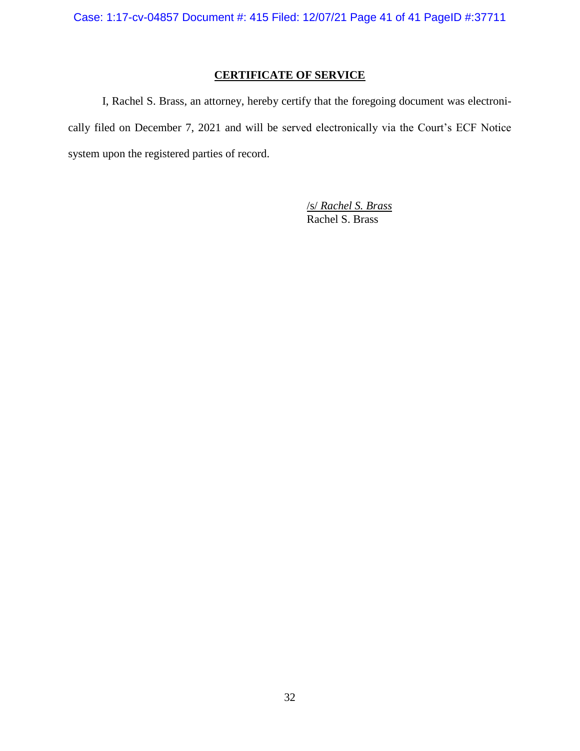**CERTIFICATE OF SERVICE**

I, Rachel S. Brass, an attorney, hereby certify that the foregoing document was electronically filed on December 7, 2021 and will be served electronically via the Court's ECF Notice system upon the registered parties of record.

/s/ *Rachel S. Brass*
Rachel S. Brass